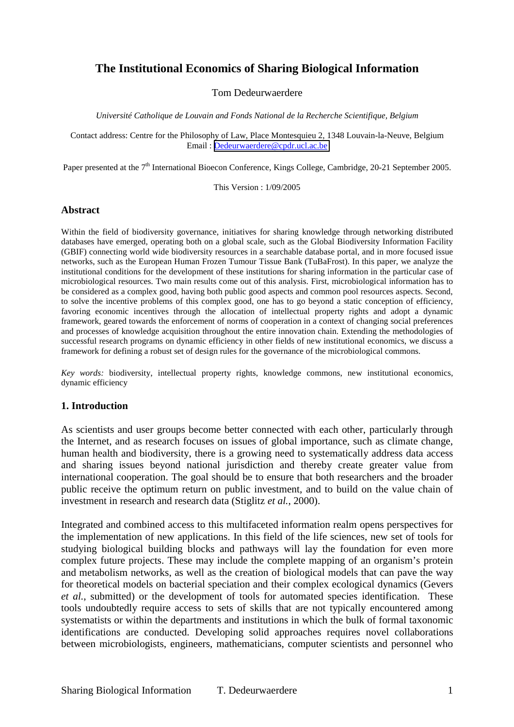# The Institutional Economics of Sharing Biological Information

Tom Dedeurwaerdere

*Université Catholique de Louvain and Fonds National de la Recherche Scientifique, Belgium*

Contact address: Centre for the Philosophy of Law, Place Montesquieu 2, 1348 Louvain-la-Neuve, Belgium
Email : Dedeurwaerdere@cpdr.ucl.ac.be

Paper presented at the 7th International Bioecon Conference, Kings College, Cambridge, 20-21 September 2005.

This Version : 1/09/2005

## Abstract

Within the field of biodiversity governance, initiatives for sharing knowledge through networking distributed databases have emerged, operating both on a global scale, such as the Global Biodiversity Information Facility (GBIF) connecting world wide biodiversity resources in a searchable database portal, and in more focused issue networks, such as the European Human Frozen Tumour Tissue Bank (TuBaFrost). In this paper, we analyze the institutional conditions for the development of these institutions for sharing information in the particular case of microbiological resources. Two main results come out of this analysis. First, microbiological information has to be considered as a complex good, having both public good aspects and common pool resources aspects. Second, to solve the incentive problems of this complex good, one has to go beyond a static conception of efficiency, favoring economic incentives through the allocation of intellectual property rights and adopt a dynamic framework, geared towards the enforcement of norms of cooperation in a context of changing social preferences and processes of knowledge acquisition throughout the entire innovation chain. Extending the methodologies of successful research programs on dynamic efficiency in other fields of new institutional economics, we discuss a framework for defining a robust set of design rules for the governance of the microbiological commons.

*Key words:* biodiversity, intellectual property rights, knowledge commons, new institutional economics, dynamic efficiency

## 1. Introduction

As scientists and user groups become better connected with each other, particularly through the Internet, and as research focuses on issues of global importance, such as climate change, human health and biodiversity, there is a growing need to systematically address data access and sharing issues beyond national jurisdiction and thereby create greater value from international cooperation. The goal should be to ensure that both researchers and the broader public receive the optimum return on public investment, and to build on the value chain of investment in research and research data (Stiglitz *et al.*, 2000).

Integrated and combined access to this multifaceted information realm opens perspectives for the implementation of new applications. In this field of the life sciences, new set of tools for studying biological building blocks and pathways will lay the foundation for even more complex future projects. These may include the complete mapping of an organism's protein and metabolism networks, as well as the creation of biological models that can pave the way for theoretical models on bacterial speciation and their complex ecological dynamics (Gevers *et al.*, submitted) or the development of tools for automated species identification. These tools undoubtedly require access to sets of skills that are not typically encountered among systematists or within the departments and institutions in which the bulk of formal taxonomic identifications are conducted. Developing solid approaches requires novel collaborations between microbiologists, engineers, mathematicians, computer scientists and personnel who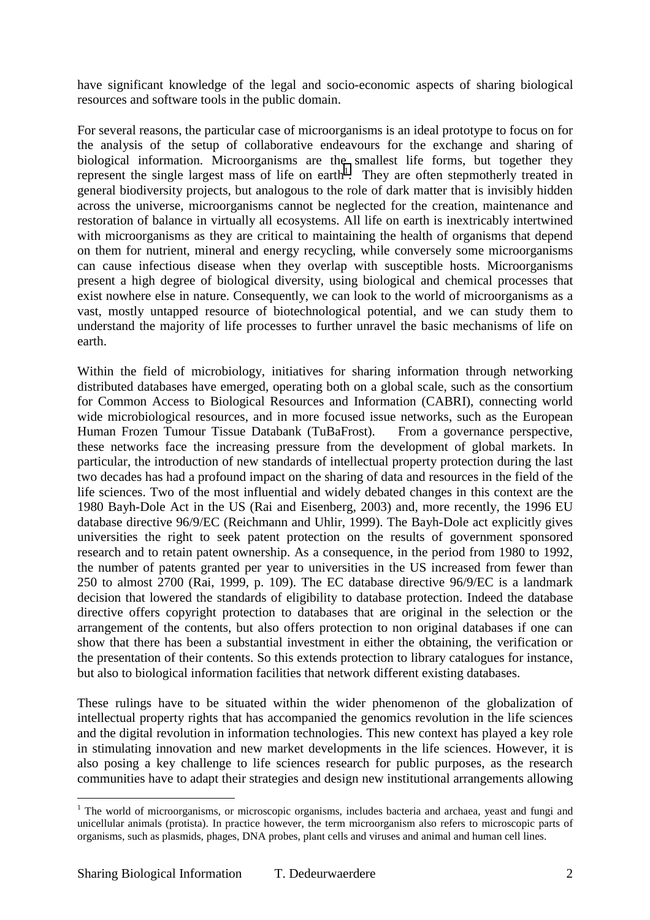have significant knowledge of the legal and socio-economic aspects of sharing biological resources and software tools in the public domain.

For several reasons, the particular case of microorganisms is an ideal prototype to focus on for the analysis of the setup of collaborative endeavours for the exchange and sharing of biological information. Microorganisms are the smallest life forms, but together they represent the single largest mass of life on earth[1]. They are often stepmotherly treated in general biodiversity projects, but analogous to the role of dark matter that is invisibly hidden across the universe, microorganisms cannot be neglected for the creation, maintenance and restoration of balance in virtually all ecosystems. All life on earth is inextricably intertwined with microorganisms as they are critical to maintaining the health of organisms that depend on them for nutrient, mineral and energy recycling, while conversely some microorganisms can cause infectious disease when they overlap with susceptible hosts. Microorganisms present a high degree of biological diversity, using biological and chemical processes that exist nowhere else in nature. Consequently, we can look to the world of microorganisms as a vast, mostly untapped resource of biotechnological potential, and we can study them to understand the majority of life processes to further unravel the basic mechanisms of life on earth.

Within the field of microbiology, initiatives for sharing information through networking distributed databases have emerged, operating both on a global scale, such as the consortium for Common Access to Biological Resources and Information (CABRI), connecting world wide microbiological resources, and in more focused issue networks, such as the European Human Frozen Tumour Tissue Databank (TuBaFrost). From a governance perspective, these networks face the increasing pressure from the development of global markets. In particular, the introduction of new standards of intellectual property protection during the last two decades has had a profound impact on the sharing of data and resources in the field of the life sciences. Two of the most influential and widely debated changes in this context are the 1980 Bayh-Dole Act in the US (Rai and Eisenberg, 2003) and, more recently, the 1996 EU database directive 96/9/EC (Reichmann and Uhlir, 1999). The Bayh-Dole act explicitly gives universities the right to seek patent protection on the results of government sponsored research and to retain patent ownership. As a consequence, in the period from 1980 to 1992, the number of patents granted per year to universities in the US increased from fewer than 250 to almost 2700 (Rai, 1999, p. 109). The EC database directive 96/9/EC is a landmark decision that lowered the standards of eligibility to database protection. Indeed the database directive offers copyright protection to databases that are original in the selection or the arrangement of the contents, but also offers protection to non original databases if one can show that there has been a substantial investment in either the obtaining, the verification or the presentation of their contents. So this extends protection to library catalogues for instance, but also to biological information facilities that network different existing databases.

These rulings have to be situated within the wider phenomenon of the globalization of intellectual property rights that has accompanied the genomics revolution in the life sciences and the digital revolution in information technologies. This new context has played a key role in stimulating innovation and new market developments in the life sciences. However, it is also posing a key challenge to life sciences research for public purposes, as the research communities have to adapt their strategies and design new institutional arrangements allowing

[1] The world of microorganisms, or microscopic organisms, includes bacteria and archaea, yeast and fungi and unicellular animals (protista). In practice however, the term microorganism also refers to microscopic parts of organisms, such as plasmids, phages, DNA probes, plant cells and viruses and animal and human cell lines.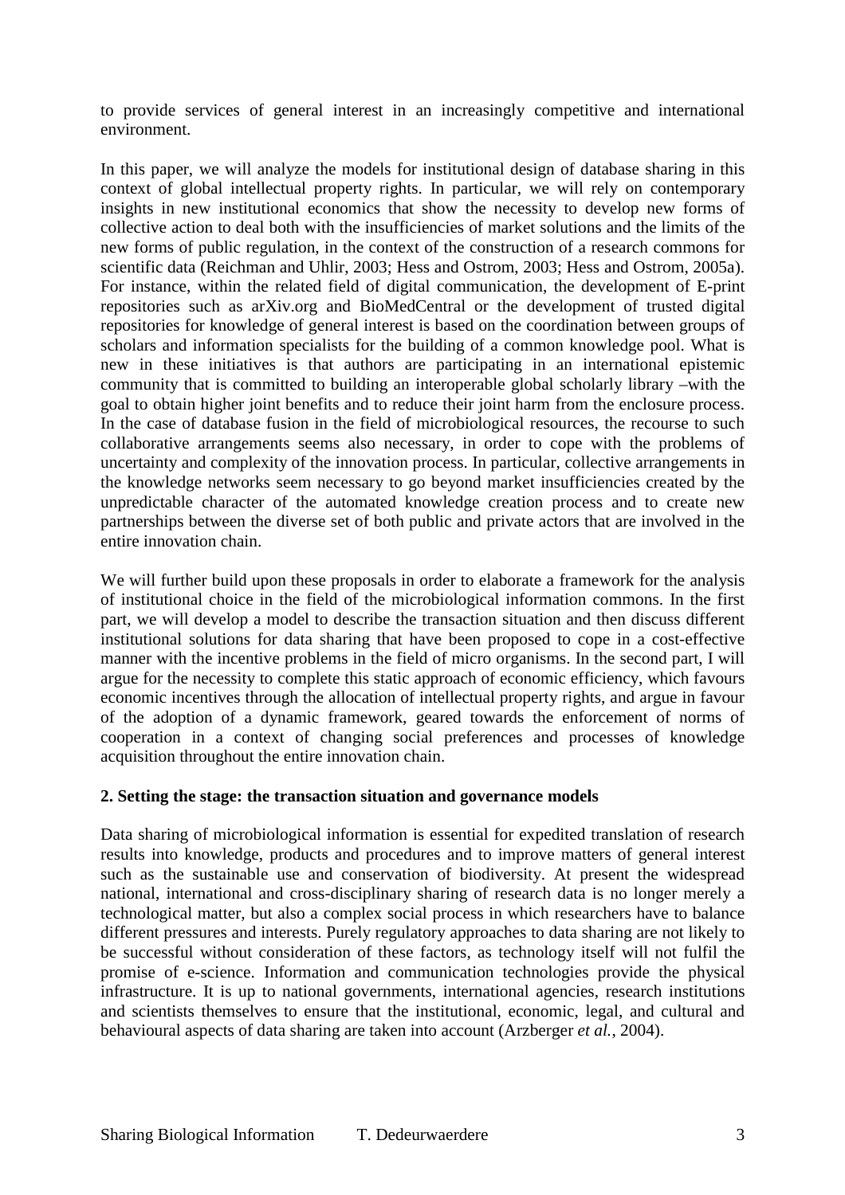to provide services of general interest in an increasingly competitive and international environment.

In this paper, we will analyze the models for institutional design of database sharing in this context of global intellectual property rights. In particular, we will rely on contemporary insights in new institutional economics that show the necessity to develop new forms of collective action to deal both with the insufficiencies of market solutions and the limits of the new forms of public regulation, in the context of the construction of a research commons for scientific data (Reichman and Uhlir, 2003; Hess and Ostrom, 2003; Hess and Ostrom, 2005a). For instance, within the related field of digital communication, the development of E-print repositories such as arXiv.org and BioMedCentral or the development of trusted digital repositories for knowledge of general interest is based on the coordination between groups of scholars and information specialists for the building of a common knowledge pool. What is new in these initiatives is that authors are participating in an international epistemic community that is committed to building an interoperable global scholarly library –with the goal to obtain higher joint benefits and to reduce their joint harm from the enclosure process. In the case of database fusion in the field of microbiological resources, the recourse to such collaborative arrangements seems also necessary, in order to cope with the problems of uncertainty and complexity of the innovation process. In particular, collective arrangements in the knowledge networks seem necessary to go beyond market insufficiencies created by the unpredictable character of the automated knowledge creation process and to create new partnerships between the diverse set of both public and private actors that are involved in the entire innovation chain.

We will further build upon these proposals in order to elaborate a framework for the analysis of institutional choice in the field of the microbiological information commons. In the first part, we will develop a model to describe the transaction situation and then discuss different institutional solutions for data sharing that have been proposed to cope in a cost-effective manner with the incentive problems in the field of micro organisms. In the second part, I will argue for the necessity to complete this static approach of economic efficiency, which favours economic incentives through the allocation of intellectual property rights, and argue in favour of the adoption of a dynamic framework, geared towards the enforcement of norms of cooperation in a context of changing social preferences and processes of knowledge acquisition throughout the entire innovation chain.

## 2. Setting the stage: the transaction situation and governance models

Data sharing of microbiological information is essential for expedited translation of research results into knowledge, products and procedures and to improve matters of general interest such as the sustainable use and conservation of biodiversity. At present the widespread national, international and cross-disciplinary sharing of research data is no longer merely a technological matter, but also a complex social process in which researchers have to balance different pressures and interests. Purely regulatory approaches to data sharing are not likely to be successful without consideration of these factors, as technology itself will not fulfil the promise of e-science. Information and communication technologies provide the physical infrastructure. It is up to national governments, international agencies, research institutions and scientists themselves to ensure that the institutional, economic, legal, and cultural and behavioural aspects of data sharing are taken into account (Arzberger *et al.*, 2004).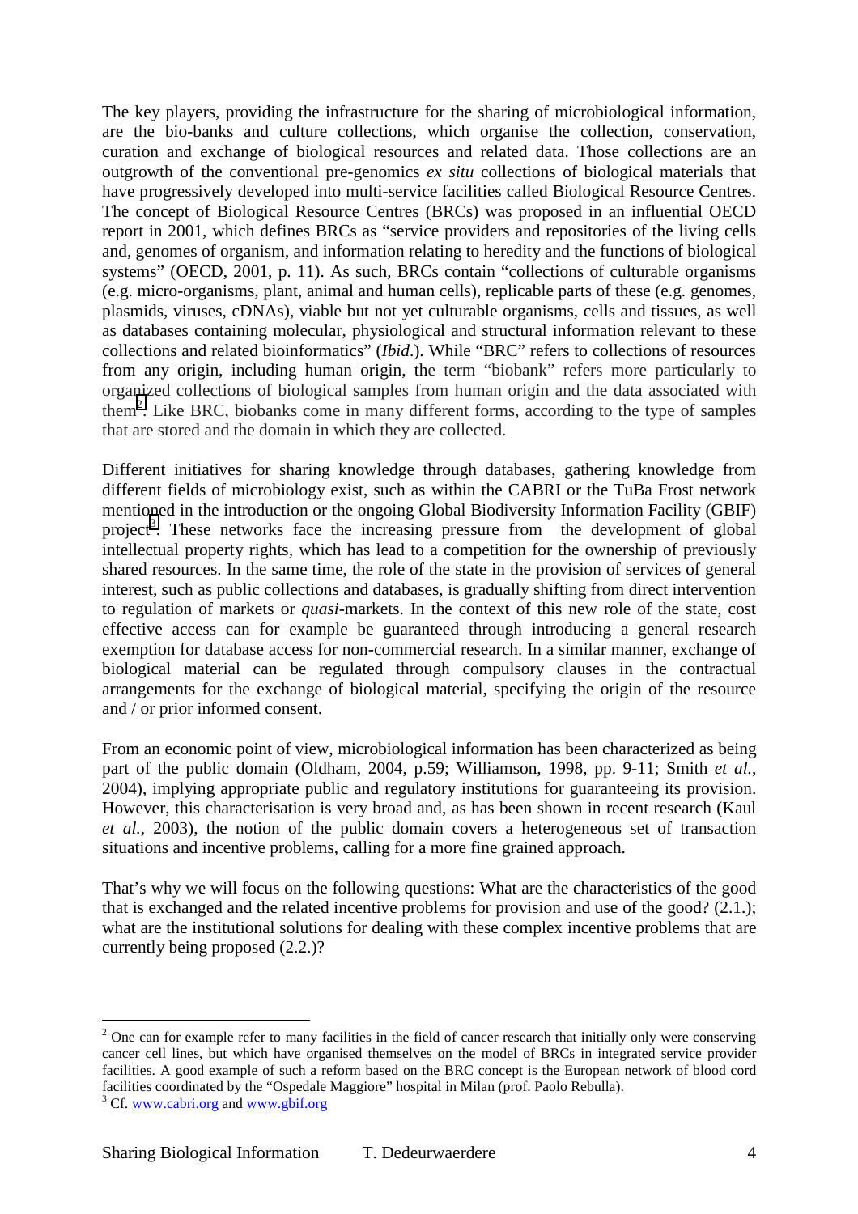The key players, providing the infrastructure for the sharing of microbiological information, are the bio-banks and culture collections, which organise the collection, conservation, curation and exchange of biological resources and related data. Those collections are an outgrowth of the conventional pre-genomics *ex situ* collections of biological materials that have progressively developed into multi-service facilities called Biological Resource Centres. The concept of Biological Resource Centres (BRCs) was proposed in an influential OECD report in 2001, which defines BRCs as "service providers and repositories of the living cells and, genomes of organism, and information relating to heredity and the functions of biological systems" (OECD, 2001, p. 11). As such, BRCs contain "collections of culturable organisms (e.g. micro-organisms, plant, animal and human cells), replicable parts of these (e.g. genomes, plasmids, viruses, cDNAs), viable but not yet culturable organisms, cells and tissues, as well as databases containing molecular, physiological and structural information relevant to these collections and related bioinformatics" (*Ibid*.). While "BRC" refers to collections of resources from any origin, including human origin, the term "biobank" refers more particularly to organized collections of biological samples from human origin and the data associated with them[2]. Like BRC, biobanks come in many different forms, according to the type of samples that are stored and the domain in which they are collected.

Different initiatives for sharing knowledge through databases, gathering knowledge from different fields of microbiology exist, such as within the CABRI or the TuBa Frost network mentioned in the introduction or the ongoing Global Biodiversity Information Facility (GBIF) project[3]. These networks face the increasing pressure from the development of global intellectual property rights, which has lead to a competition for the ownership of previously shared resources. In the same time, the role of the state in the provision of services of general interest, such as public collections and databases, is gradually shifting from direct intervention to regulation of markets or *quasi*-markets. In the context of this new role of the state, cost effective access can for example be guaranteed through introducing a general research exemption for database access for non-commercial research. In a similar manner, exchange of biological material can be regulated through compulsory clauses in the contractual arrangements for the exchange of biological material, specifying the origin of the resource and / or prior informed consent.

From an economic point of view, microbiological information has been characterized as being part of the public domain (Oldham, 2004, p.59; Williamson, 1998, pp. 9-11; Smith *et al.*, 2004), implying appropriate public and regulatory institutions for guaranteeing its provision. However, this characterisation is very broad and, as has been shown in recent research (Kaul *et al.*, 2003), the notion of the public domain covers a heterogeneous set of transaction situations and incentive problems, calling for a more fine grained approach.

That's why we will focus on the following questions: What are the characteristics of the good that is exchanged and the related incentive problems for provision and use of the good? (2.1.); what are the institutional solutions for dealing with these complex incentive problems that are currently being proposed (2.2.)?

---

[2] One can for example refer to many facilities in the field of cancer research that initially only were conserving cancer cell lines, but which have organised themselves on the model of BRCs in integrated service provider facilities. A good example of such a reform based on the BRC concept is the European network of blood cord facilities coordinated by the "Ospedale Maggiore" hospital in Milan (prof. Paolo Rebulla).

[3] Cf. www.cabri.org and www.gbif.org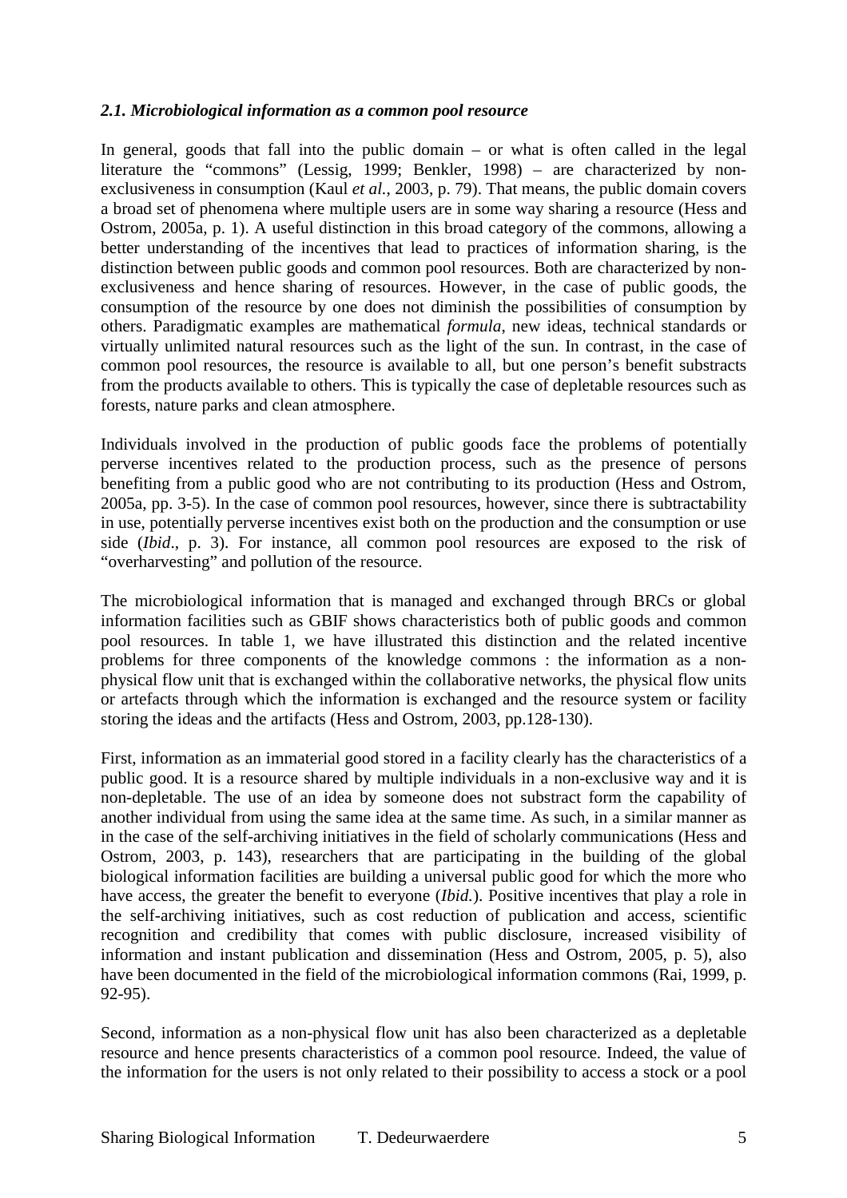### *2.1. Microbiological information as a common pool resource*

In general, goods that fall into the public domain – or what is often called in the legal literature the "commons" (Lessig, 1999; Benkler, 1998) – are characterized by non-exclusiveness in consumption (Kaul *et al.*, 2003, p. 79). That means, the public domain covers a broad set of phenomena where multiple users are in some way sharing a resource (Hess and Ostrom, 2005a, p. 1). A useful distinction in this broad category of the commons, allowing a better understanding of the incentives that lead to practices of information sharing, is the distinction between public goods and common pool resources. Both are characterized by non-exclusiveness and hence sharing of resources. However, in the case of public goods, the consumption of the resource by one does not diminish the possibilities of consumption by others. Paradigmatic examples are mathematical *formula*, new ideas, technical standards or virtually unlimited natural resources such as the light of the sun. In contrast, in the case of common pool resources, the resource is available to all, but one person's benefit substracts from the products available to others. This is typically the case of depletable resources such as forests, nature parks and clean atmosphere.

Individuals involved in the production of public goods face the problems of potentially perverse incentives related to the production process, such as the presence of persons benefiting from a public good who are not contributing to its production (Hess and Ostrom, 2005a, pp. 3-5). In the case of common pool resources, however, since there is subtractability in use, potentially perverse incentives exist both on the production and the consumption or use side (*Ibid*., p. 3). For instance, all common pool resources are exposed to the risk of "overharvesting" and pollution of the resource.

The microbiological information that is managed and exchanged through BRCs or global information facilities such as GBIF shows characteristics both of public goods and common pool resources. In table 1, we have illustrated this distinction and the related incentive problems for three components of the knowledge commons : the information as a non-physical flow unit that is exchanged within the collaborative networks, the physical flow units or artefacts through which the information is exchanged and the resource system or facility storing the ideas and the artifacts (Hess and Ostrom, 2003, pp.128-130).

First, information as an immaterial good stored in a facility clearly has the characteristics of a public good. It is a resource shared by multiple individuals in a non-exclusive way and it is non-depletable. The use of an idea by someone does not substract form the capability of another individual from using the same idea at the same time. As such, in a similar manner as in the case of the self-archiving initiatives in the field of scholarly communications (Hess and Ostrom, 2003, p. 143), researchers that are participating in the building of the global biological information facilities are building a universal public good for which the more who have access, the greater the benefit to everyone (*Ibid.*). Positive incentives that play a role in the self-archiving initiatives, such as cost reduction of publication and access, scientific recognition and credibility that comes with public disclosure, increased visibility of information and instant publication and dissemination (Hess and Ostrom, 2005, p. 5), also have been documented in the field of the microbiological information commons (Rai, 1999, p. 92-95).

Second, information as a non-physical flow unit has also been characterized as a depletable resource and hence presents characteristics of a common pool resource. Indeed, the value of the information for the users is not only related to their possibility to access a stock or a pool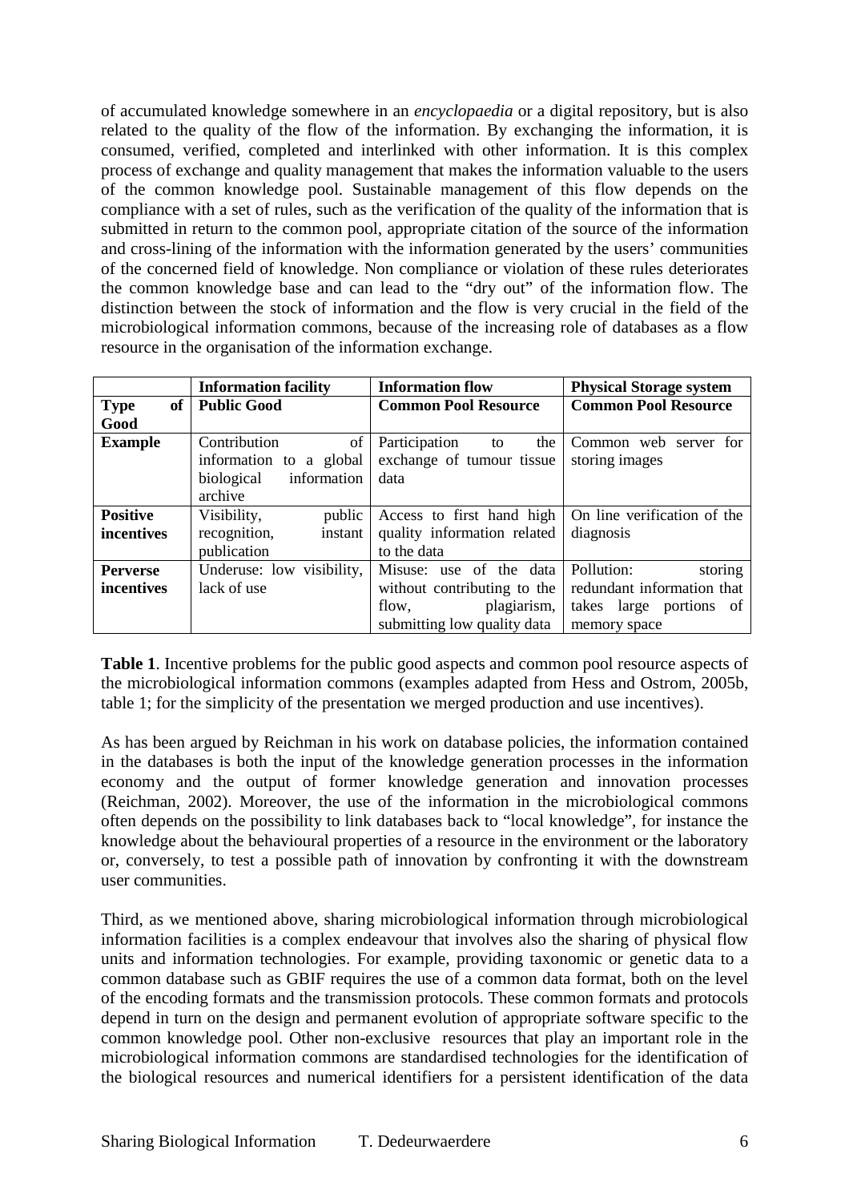of accumulated knowledge somewhere in an *encyclopaedia* or a digital repository, but is also related to the quality of the flow of the information. By exchanging the information, it is consumed, verified, completed and interlinked with other information. It is this complex process of exchange and quality management that makes the information valuable to the users of the common knowledge pool. Sustainable management of this flow depends on the compliance with a set of rules, such as the verification of the quality of the information that is submitted in return to the common pool, appropriate citation of the source of the information and cross-lining of the information with the information generated by the users' communities of the concerned field of knowledge. Non compliance or violation of these rules deteriorates the common knowledge base and can lead to the "dry out" of the information flow. The distinction between the stock of information and the flow is very crucial in the field of the microbiological information commons, because of the increasing role of databases as a flow resource in the organisation of the information exchange.

| | **Information facility** | **Information flow** | **Physical Storage system** |
|---|---|---|---|
| **Type of Good** | **Public Good** | **Common Pool Resource** | **Common Pool Resource** |
| **Example** | Contribution of information to a global biological information archive | Participation to the exchange of tumour tissue data | Common web server for storing images |
| **Positive incentives** | Visibility, public recognition, instant publication | Access to first hand high quality information related to the data | On line verification of the diagnosis |
| **Perverse incentives** | Underuse: low visibility, lack of use | Misuse: use of the data without contributing to the flow, plagiarism, submitting low quality data | Pollution: storing redundant information that takes large portions of memory space |

**Table 1**. Incentive problems for the public good aspects and common pool resource aspects of the microbiological information commons (examples adapted from Hess and Ostrom, 2005b, table 1; for the simplicity of the presentation we merged production and use incentives).

As has been argued by Reichman in his work on database policies, the information contained in the databases is both the input of the knowledge generation processes in the information economy and the output of former knowledge generation and innovation processes (Reichman, 2002). Moreover, the use of the information in the microbiological commons often depends on the possibility to link databases back to "local knowledge", for instance the knowledge about the behavioural properties of a resource in the environment or the laboratory or, conversely, to test a possible path of innovation by confronting it with the downstream user communities.

Third, as we mentioned above, sharing microbiological information through microbiological information facilities is a complex endeavour that involves also the sharing of physical flow units and information technologies. For example, providing taxonomic or genetic data to a common database such as GBIF requires the use of a common data format, both on the level of the encoding formats and the transmission protocols. These common formats and protocols depend in turn on the design and permanent evolution of appropriate software specific to the common knowledge pool. Other non-exclusive resources that play an important role in the microbiological information commons are standardised technologies for the identification of the biological resources and numerical identifiers for a persistent identification of the data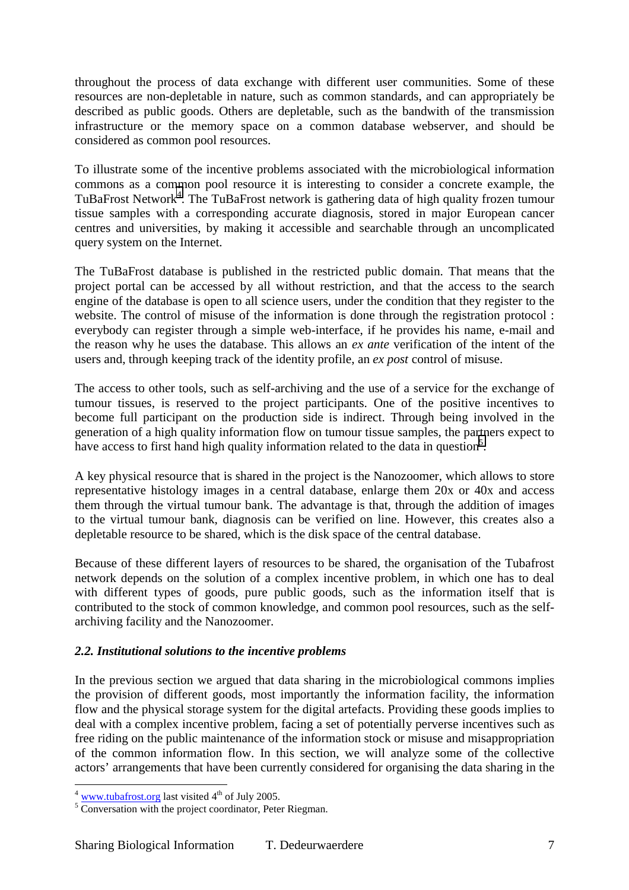throughout the process of data exchange with different user communities. Some of these resources are non-depletable in nature, such as common standards, and can appropriately be described as public goods. Others are depletable, such as the bandwith of the transmission infrastructure or the memory space on a common database webserver, and should be considered as common pool resources.

To illustrate some of the incentive problems associated with the microbiological information commons as a common pool resource it is interesting to consider a concrete example, the TuBaFrost Network[4]. The TuBaFrost network is gathering data of high quality frozen tumour tissue samples with a corresponding accurate diagnosis, stored in major European cancer centres and universities, by making it accessible and searchable through an uncomplicated query system on the Internet.

The TuBaFrost database is published in the restricted public domain. That means that the project portal can be accessed by all without restriction, and that the access to the search engine of the database is open to all science users, under the condition that they register to the website. The control of misuse of the information is done through the registration protocol : everybody can register through a simple web-interface, if he provides his name, e-mail and the reason why he uses the database. This allows an *ex ante* verification of the intent of the users and, through keeping track of the identity profile, an *ex post* control of misuse.

The access to other tools, such as self-archiving and the use of a service for the exchange of tumour tissues, is reserved to the project participants. One of the positive incentives to become full participant on the production side is indirect. Through being involved in the generation of a high quality information flow on tumour tissue samples, the partners expect to have access to first hand high quality information related to the data in question[5].

A key physical resource that is shared in the project is the Nanozoomer, which allows to store representative histology images in a central database, enlarge them 20x or 40x and access them through the virtual tumour bank. The advantage is that, through the addition of images to the virtual tumour bank, diagnosis can be verified on line. However, this creates also a depletable resource to be shared, which is the disk space of the central database.

Because of these different layers of resources to be shared, the organisation of the Tubafrost network depends on the solution of a complex incentive problem, in which one has to deal with different types of goods, pure public goods, such as the information itself that is contributed to the stock of common knowledge, and common pool resources, such as the self-archiving facility and the Nanozoomer.

### *2.2. Institutional solutions to the incentive problems*

In the previous section we argued that data sharing in the microbiological commons implies the provision of different goods, most importantly the information facility, the information flow and the physical storage system for the digital artefacts. Providing these goods implies to deal with a complex incentive problem, facing a set of potentially perverse incentives such as free riding on the public maintenance of the information stock or misuse and misappropriation of the common information flow. In this section, we will analyze some of the collective actors' arrangements that have been currently considered for organising the data sharing in the

---

[4] www.tubafrost.org last visited 4th of July 2005.

[5] Conversation with the project coordinator, Peter Riegman.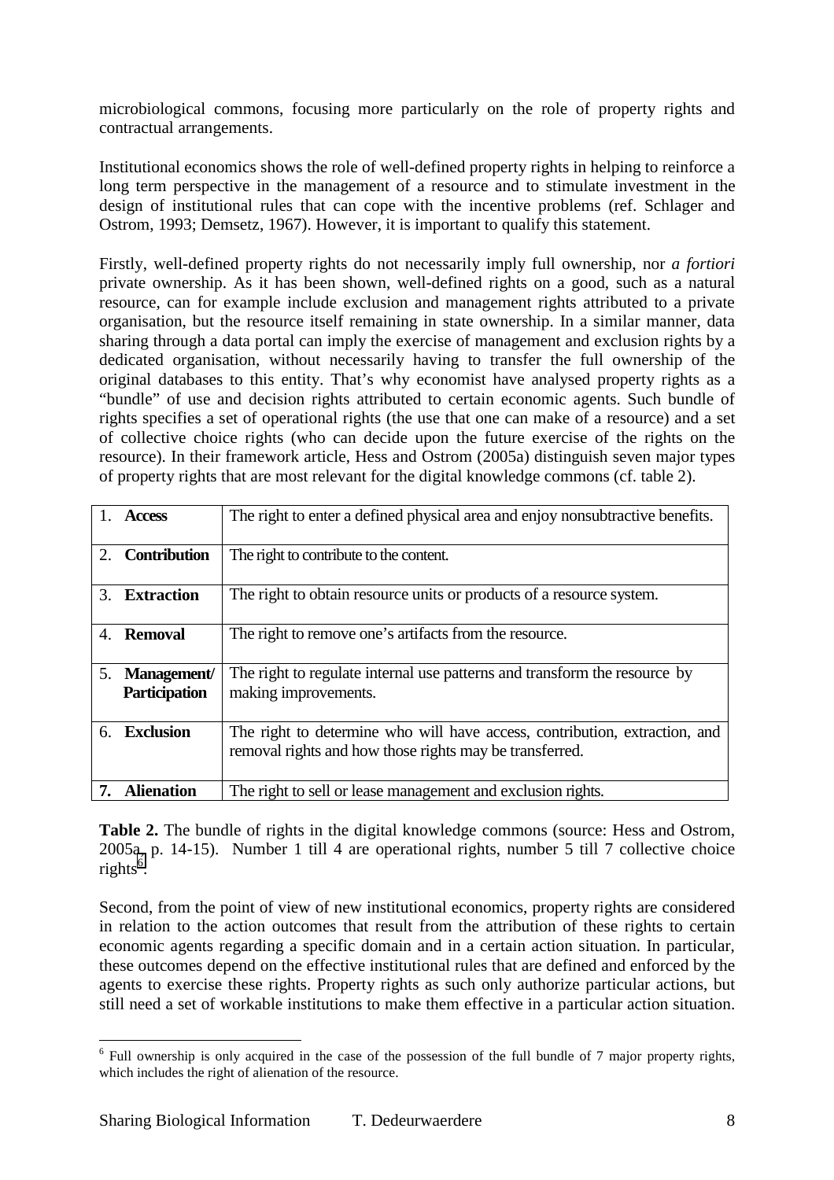microbiological commons, focusing more particularly on the role of property rights and contractual arrangements.

Institutional economics shows the role of well-defined property rights in helping to reinforce a long term perspective in the management of a resource and to stimulate investment in the design of institutional rules that can cope with the incentive problems (ref. Schlager and Ostrom, 1993; Demsetz, 1967). However, it is important to qualify this statement.

Firstly, well-defined property rights do not necessarily imply full ownership, nor *a fortiori* private ownership. As it has been shown, well-defined rights on a good, such as a natural resource, can for example include exclusion and management rights attributed to a private organisation, but the resource itself remaining in state ownership. In a similar manner, data sharing through a data portal can imply the exercise of management and exclusion rights by a dedicated organisation, without necessarily having to transfer the full ownership of the original databases to this entity. That's why economist have analysed property rights as a "bundle" of use and decision rights attributed to certain economic agents. Such bundle of rights specifies a set of operational rights (the use that one can make of a resource) and a set of collective choice rights (who can decide upon the future exercise of the rights on the resource). In their framework article, Hess and Ostrom (2005a) distinguish seven major types of property rights that are most relevant for the digital knowledge commons (cf. table 2).

| | |
|---|---|
| 1. **Access** | The right to enter a defined physical area and enjoy nonsubtractive benefits. |
| 2. **Contribution** | The right to contribute to the content. |
| 3. **Extraction** | The right to obtain resource units or products of a resource system. |
| 4. **Removal** | The right to remove one's artifacts from the resource. |
| 5. **Management/ Participation** | The right to regulate internal use patterns and transform the resource by making improvements. |
| 6. **Exclusion** | The right to determine who will have access, contribution, extraction, and removal rights and how those rights may be transferred. |
| **7. Alienation** | The right to sell or lease management and exclusion rights. |

**Table 2.** The bundle of rights in the digital knowledge commons (source: Hess and Ostrom, 2005a, p. 14-15). Number 1 till 4 are operational rights, number 5 till 7 collective choice rights[6].

Second, from the point of view of new institutional economics, property rights are considered in relation to the action outcomes that result from the attribution of these rights to certain economic agents regarding a specific domain and in a certain action situation. In particular, these outcomes depend on the effective institutional rules that are defined and enforced by the agents to exercise these rights. Property rights as such only authorize particular actions, but still need a set of workable institutions to make them effective in a particular action situation.

[6] Full ownership is only acquired in the case of the possession of the full bundle of 7 major property rights, which includes the right of alienation of the resource.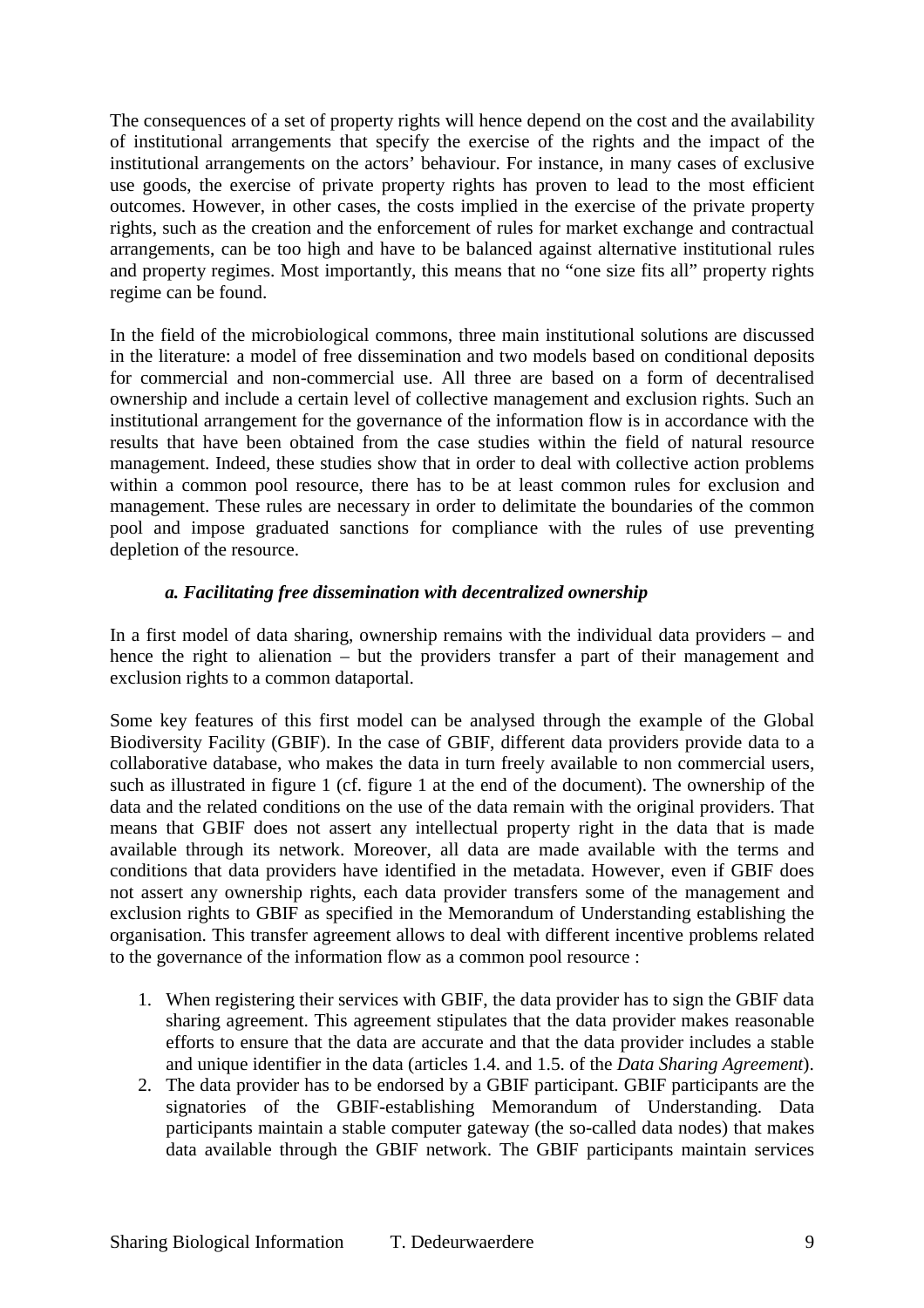The consequences of a set of property rights will hence depend on the cost and the availability of institutional arrangements that specify the exercise of the rights and the impact of the institutional arrangements on the actors' behaviour. For instance, in many cases of exclusive use goods, the exercise of private property rights has proven to lead to the most efficient outcomes. However, in other cases, the costs implied in the exercise of the private property rights, such as the creation and the enforcement of rules for market exchange and contractual arrangements, can be too high and have to be balanced against alternative institutional rules and property regimes. Most importantly, this means that no "one size fits all" property rights regime can be found.

In the field of the microbiological commons, three main institutional solutions are discussed in the literature: a model of free dissemination and two models based on conditional deposits for commercial and non-commercial use. All three are based on a form of decentralised ownership and include a certain level of collective management and exclusion rights. Such an institutional arrangement for the governance of the information flow is in accordance with the results that have been obtained from the case studies within the field of natural resource management. Indeed, these studies show that in order to deal with collective action problems within a common pool resource, there has to be at least common rules for exclusion and management. These rules are necessary in order to delimitate the boundaries of the common pool and impose graduated sanctions for compliance with the rules of use preventing depletion of the resource.

***a. Facilitating free dissemination with decentralized ownership***

In a first model of data sharing, ownership remains with the individual data providers – and hence the right to alienation – but the providers transfer a part of their management and exclusion rights to a common dataportal.

Some key features of this first model can be analysed through the example of the Global Biodiversity Facility (GBIF). In the case of GBIF, different data providers provide data to a collaborative database, who makes the data in turn freely available to non commercial users, such as illustrated in figure 1 (cf. figure 1 at the end of the document). The ownership of the data and the related conditions on the use of the data remain with the original providers. That means that GBIF does not assert any intellectual property right in the data that is made available through its network. Moreover, all data are made available with the terms and conditions that data providers have identified in the metadata. However, even if GBIF does not assert any ownership rights, each data provider transfers some of the management and exclusion rights to GBIF as specified in the Memorandum of Understanding establishing the organisation. This transfer agreement allows to deal with different incentive problems related to the governance of the information flow as a common pool resource :

1. When registering their services with GBIF, the data provider has to sign the GBIF data sharing agreement. This agreement stipulates that the data provider makes reasonable efforts to ensure that the data are accurate and that the data provider includes a stable and unique identifier in the data (articles 1.4. and 1.5. of the *Data Sharing Agreement*).
2. The data provider has to be endorsed by a GBIF participant. GBIF participants are the signatories of the GBIF-establishing Memorandum of Understanding. Data participants maintain a stable computer gateway (the so-called data nodes) that makes data available through the GBIF network. The GBIF participants maintain services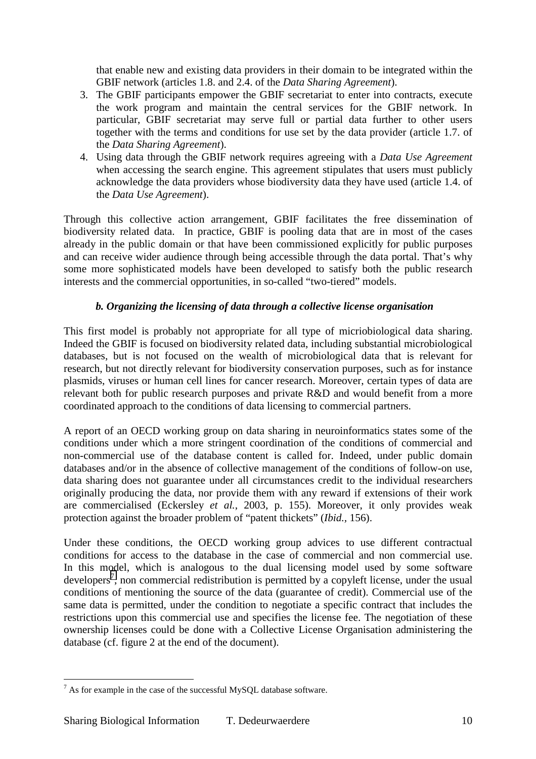that enable new and existing data providers in their domain to be integrated within the GBIF network (articles 1.8. and 2.4. of the *Data Sharing Agreement*).

3. The GBIF participants empower the GBIF secretariat to enter into contracts, execute the work program and maintain the central services for the GBIF network. In particular, GBIF secretariat may serve full or partial data further to other users together with the terms and conditions for use set by the data provider (article 1.7. of the *Data Sharing Agreement*).
4. Using data through the GBIF network requires agreeing with a *Data Use Agreement* when accessing the search engine. This agreement stipulates that users must publicly acknowledge the data providers whose biodiversity data they have used (article 1.4. of the *Data Use Agreement*).

Through this collective action arrangement, GBIF facilitates the free dissemination of biodiversity related data. In practice, GBIF is pooling data that are in most of the cases already in the public domain or that have been commissioned explicitly for public purposes and can receive wider audience through being accessible through the data portal. That's why some more sophisticated models have been developed to satisfy both the public research interests and the commercial opportunities, in so-called "two-tiered" models.

### *b. Organizing the licensing of data through a collective license organisation*

This first model is probably not appropriate for all type of micriobiological data sharing. Indeed the GBIF is focused on biodiversity related data, including substantial microbiological databases, but is not focused on the wealth of microbiological data that is relevant for research, but not directly relevant for biodiversity conservation purposes, such as for instance plasmids, viruses or human cell lines for cancer research. Moreover, certain types of data are relevant both for public research purposes and private R&D and would benefit from a more coordinated approach to the conditions of data licensing to commercial partners.

A report of an OECD working group on data sharing in neuroinformatics states some of the conditions under which a more stringent coordination of the conditions of commercial and non-commercial use of the database content is called for. Indeed, under public domain databases and/or in the absence of collective management of the conditions of follow-on use, data sharing does not guarantee under all circumstances credit to the individual researchers originally producing the data, nor provide them with any reward if extensions of their work are commercialised (Eckersley *et al.*, 2003, p. 155). Moreover, it only provides weak protection against the broader problem of "patent thickets" (*Ibid.*, 156).

Under these conditions, the OECD working group advices to use different contractual conditions for access to the database in the case of commercial and non commercial use. In this model, which is analogous to the dual licensing model used by some software developers[7], non commercial redistribution is permitted by a copyleft license, under the usual conditions of mentioning the source of the data (guarantee of credit). Commercial use of the same data is permitted, under the condition to negotiate a specific contract that includes the restrictions upon this commercial use and specifies the license fee. The negotiation of these ownership licenses could be done with a Collective License Organisation administering the database (cf. figure 2 at the end of the document).

---

[7] As for example in the case of the successful MySQL database software.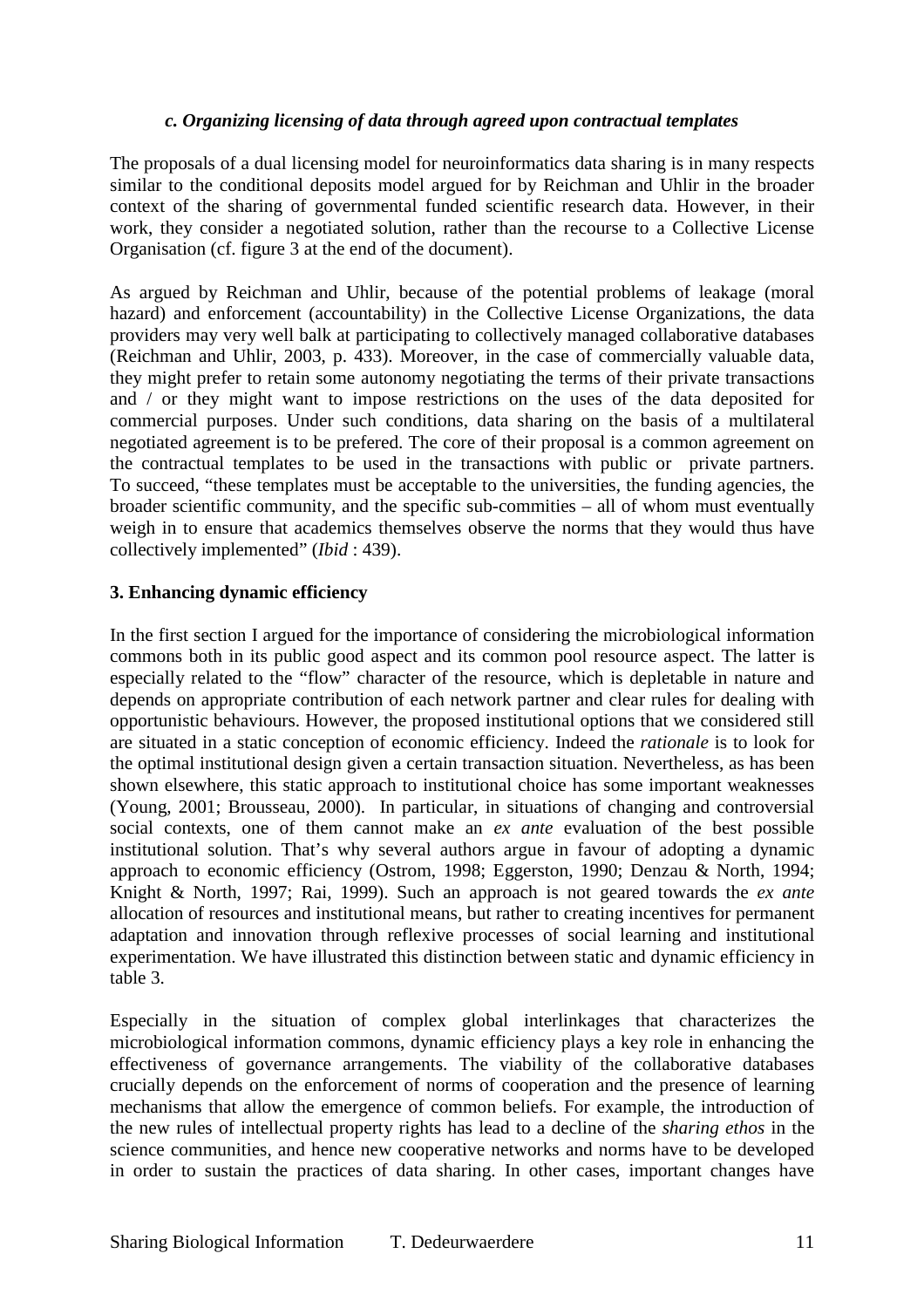### *c. Organizing licensing of data through agreed upon contractual templates*

The proposals of a dual licensing model for neuroinformatics data sharing is in many respects similar to the conditional deposits model argued for by Reichman and Uhlir in the broader context of the sharing of governmental funded scientific research data. However, in their work, they consider a negotiated solution, rather than the recourse to a Collective License Organisation (cf. figure 3 at the end of the document).

As argued by Reichman and Uhlir, because of the potential problems of leakage (moral hazard) and enforcement (accountability) in the Collective License Organizations, the data providers may very well balk at participating to collectively managed collaborative databases (Reichman and Uhlir, 2003, p. 433). Moreover, in the case of commercially valuable data, they might prefer to retain some autonomy negotiating the terms of their private transactions and / or they might want to impose restrictions on the uses of the data deposited for commercial purposes. Under such conditions, data sharing on the basis of a multilateral negotiated agreement is to be prefered. The core of their proposal is a common agreement on the contractual templates to be used in the transactions with public or private partners. To succeed, "these templates must be acceptable to the universities, the funding agencies, the broader scientific community, and the specific sub-commities – all of whom must eventually weigh in to ensure that academics themselves observe the norms that they would thus have collectively implemented" (*Ibid* : 439).

### 3. Enhancing dynamic efficiency

In the first section I argued for the importance of considering the microbiological information commons both in its public good aspect and its common pool resource aspect. The latter is especially related to the "flow" character of the resource, which is depletable in nature and depends on appropriate contribution of each network partner and clear rules for dealing with opportunistic behaviours. However, the proposed institutional options that we considered still are situated in a static conception of economic efficiency. Indeed the *rationale* is to look for the optimal institutional design given a certain transaction situation. Nevertheless, as has been shown elsewhere, this static approach to institutional choice has some important weaknesses (Young, 2001; Brousseau, 2000). In particular, in situations of changing and controversial social contexts, one of them cannot make an *ex ante* evaluation of the best possible institutional solution. That's why several authors argue in favour of adopting a dynamic approach to economic efficiency (Ostrom, 1998; Eggerston, 1990; Denzau & North, 1994; Knight & North, 1997; Rai, 1999). Such an approach is not geared towards the *ex ante* allocation of resources and institutional means, but rather to creating incentives for permanent adaptation and innovation through reflexive processes of social learning and institutional experimentation. We have illustrated this distinction between static and dynamic efficiency in table 3.

Especially in the situation of complex global interlinkages that characterizes the microbiological information commons, dynamic efficiency plays a key role in enhancing the effectiveness of governance arrangements. The viability of the collaborative databases crucially depends on the enforcement of norms of cooperation and the presence of learning mechanisms that allow the emergence of common beliefs. For example, the introduction of the new rules of intellectual property rights has lead to a decline of the *sharing ethos* in the science communities, and hence new cooperative networks and norms have to be developed in order to sustain the practices of data sharing. In other cases, important changes have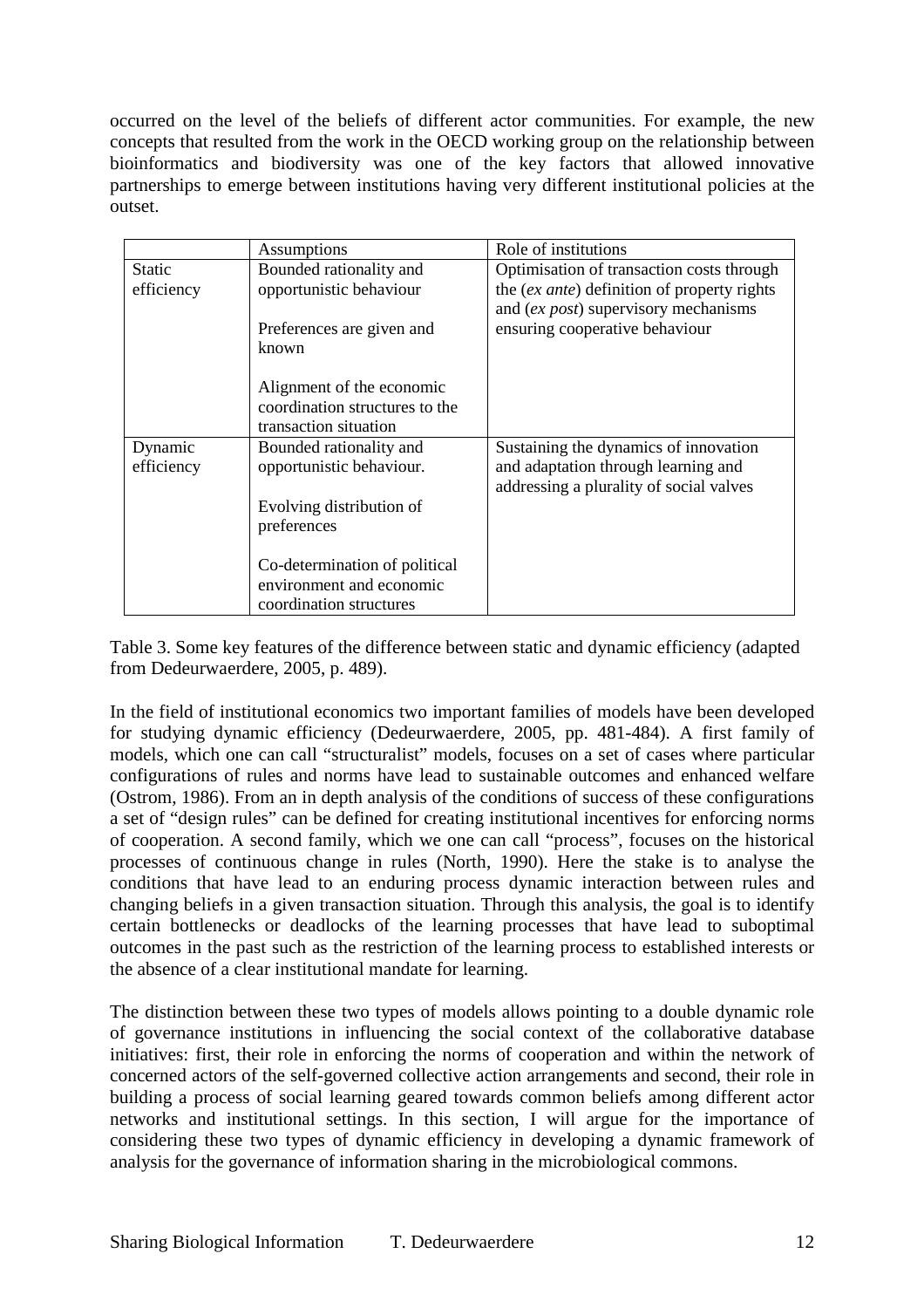occurred on the level of the beliefs of different actor communities. For example, the new concepts that resulted from the work in the OECD working group on the relationship between bioinformatics and biodiversity was one of the key factors that allowed innovative partnerships to emerge between institutions having very different institutional policies at the outset.

| | Assumptions | Role of institutions |
|---|---|---|
| Static efficiency | Bounded rationality and opportunistic behaviour<br><br>Preferences are given and known<br><br>Alignment of the economic coordination structures to the transaction situation | Optimisation of transaction costs through the (*ex ante*) definition of property rights and (*ex post*) supervisory mechanisms ensuring cooperative behaviour |
| Dynamic efficiency | Bounded rationality and opportunistic behaviour.<br><br>Evolving distribution of preferences<br><br>Co-determination of political environment and economic coordination structures | Sustaining the dynamics of innovation and adaptation through learning and addressing a plurality of social valves |

Table 3. Some key features of the difference between static and dynamic efficiency (adapted from Dedeurwaerdere, 2005, p. 489).

In the field of institutional economics two important families of models have been developed for studying dynamic efficiency (Dedeurwaerdere, 2005, pp. 481-484). A first family of models, which one can call "structuralist" models, focuses on a set of cases where particular configurations of rules and norms have lead to sustainable outcomes and enhanced welfare (Ostrom, 1986). From an in depth analysis of the conditions of success of these configurations a set of "design rules" can be defined for creating institutional incentives for enforcing norms of cooperation. A second family, which we one can call "process", focuses on the historical processes of continuous change in rules (North, 1990). Here the stake is to analyse the conditions that have lead to an enduring process dynamic interaction between rules and changing beliefs in a given transaction situation. Through this analysis, the goal is to identify certain bottlenecks or deadlocks of the learning processes that have lead to suboptimal outcomes in the past such as the restriction of the learning process to established interests or the absence of a clear institutional mandate for learning.

The distinction between these two types of models allows pointing to a double dynamic role of governance institutions in influencing the social context of the collaborative database initiatives: first, their role in enforcing the norms of cooperation and within the network of concerned actors of the self-governed collective action arrangements and second, their role in building a process of social learning geared towards common beliefs among different actor networks and institutional settings. In this section, I will argue for the importance of considering these two types of dynamic efficiency in developing a dynamic framework of analysis for the governance of information sharing in the microbiological commons.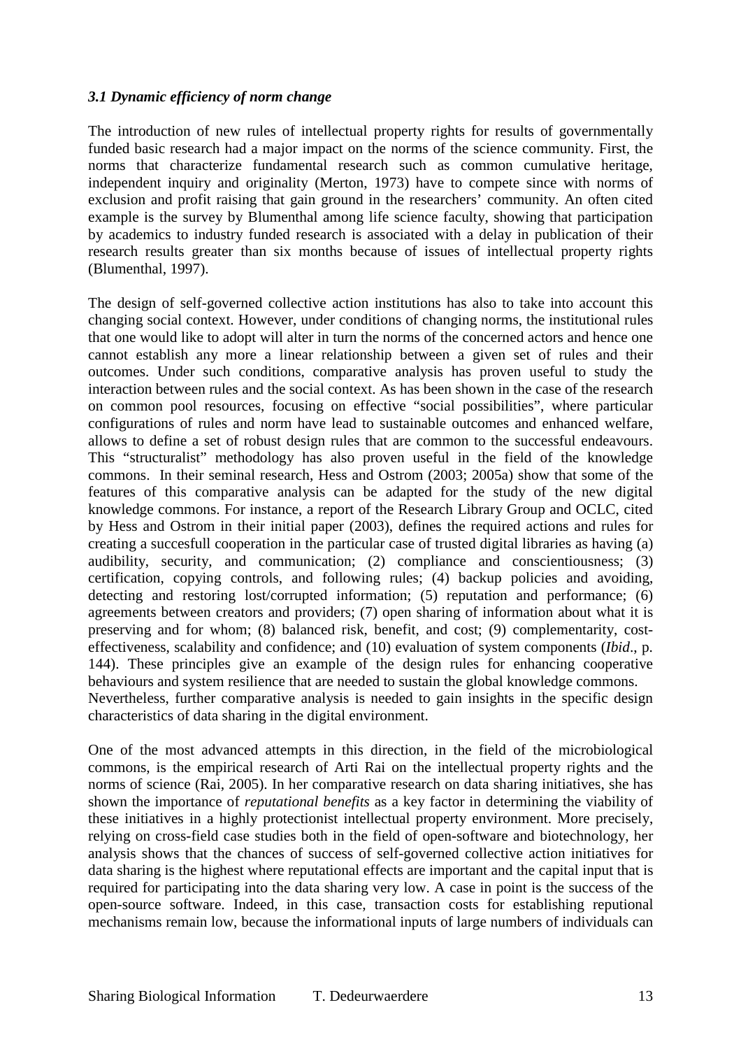### *3.1 Dynamic efficiency of norm change*

The introduction of new rules of intellectual property rights for results of governmentally funded basic research had a major impact on the norms of the science community. First, the norms that characterize fundamental research such as common cumulative heritage, independent inquiry and originality (Merton, 1973) have to compete since with norms of exclusion and profit raising that gain ground in the researchers' community. An often cited example is the survey by Blumenthal among life science faculty, showing that participation by academics to industry funded research is associated with a delay in publication of their research results greater than six months because of issues of intellectual property rights (Blumenthal, 1997).

The design of self-governed collective action institutions has also to take into account this changing social context. However, under conditions of changing norms, the institutional rules that one would like to adopt will alter in turn the norms of the concerned actors and hence one cannot establish any more a linear relationship between a given set of rules and their outcomes. Under such conditions, comparative analysis has proven useful to study the interaction between rules and the social context. As has been shown in the case of the research on common pool resources, focusing on effective "social possibilities", where particular configurations of rules and norm have lead to sustainable outcomes and enhanced welfare, allows to define a set of robust design rules that are common to the successful endeavours. This "structuralist" methodology has also proven useful in the field of the knowledge commons. In their seminal research, Hess and Ostrom (2003; 2005a) show that some of the features of this comparative analysis can be adapted for the study of the new digital knowledge commons. For instance, a report of the Research Library Group and OCLC, cited by Hess and Ostrom in their initial paper (2003), defines the required actions and rules for creating a succesfull cooperation in the particular case of trusted digital libraries as having (a) audibility, security, and communication; (2) compliance and conscientiousness; (3) certification, copying controls, and following rules; (4) backup policies and avoiding, detecting and restoring lost/corrupted information; (5) reputation and performance; (6) agreements between creators and providers; (7) open sharing of information about what it is preserving and for whom; (8) balanced risk, benefit, and cost; (9) complementarity, cost-effectiveness, scalability and confidence; and (10) evaluation of system components (*Ibid*., p. 144). These principles give an example of the design rules for enhancing cooperative behaviours and system resilience that are needed to sustain the global knowledge commons. Nevertheless, further comparative analysis is needed to gain insights in the specific design characteristics of data sharing in the digital environment.

One of the most advanced attempts in this direction, in the field of the microbiological commons, is the empirical research of Arti Rai on the intellectual property rights and the norms of science (Rai, 2005). In her comparative research on data sharing initiatives, she has shown the importance of *reputational benefits* as a key factor in determining the viability of these initiatives in a highly protectionist intellectual property environment. More precisely, relying on cross-field case studies both in the field of open-software and biotechnology, her analysis shows that the chances of success of self-governed collective action initiatives for data sharing is the highest where reputational effects are important and the capital input that is required for participating into the data sharing very low. A case in point is the success of the open-source software. Indeed, in this case, transaction costs for establishing reputional mechanisms remain low, because the informational inputs of large numbers of individuals can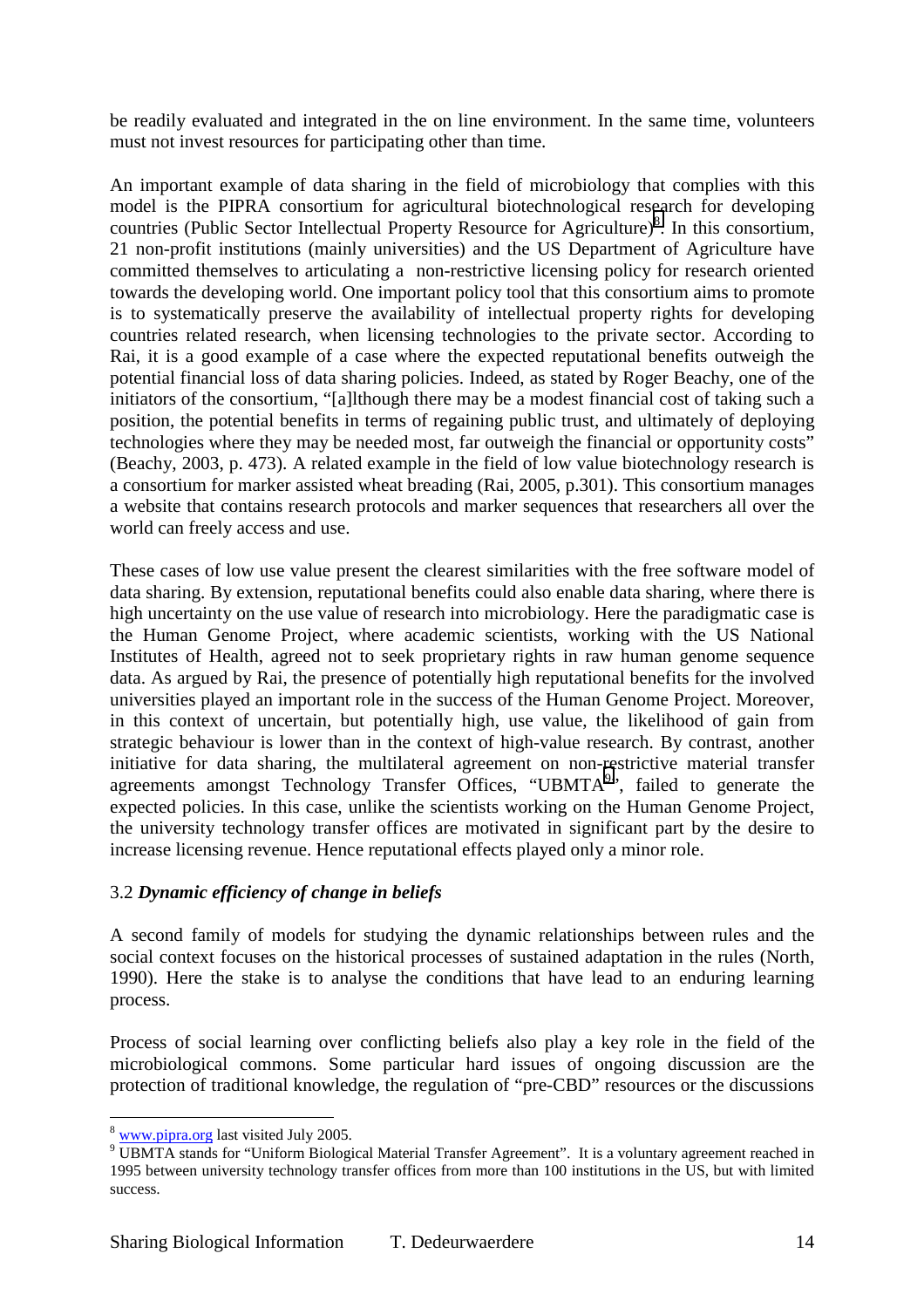be readily evaluated and integrated in the on line environment. In the same time, volunteers must not invest resources for participating other than time.

An important example of data sharing in the field of microbiology that complies with this model is the PIPRA consortium for agricultural biotechnological research for developing countries (Public Sector Intellectual Property Resource for Agriculture)[8]. In this consortium, 21 non-profit institutions (mainly universities) and the US Department of Agriculture have committed themselves to articulating a non-restrictive licensing policy for research oriented towards the developing world. One important policy tool that this consortium aims to promote is to systematically preserve the availability of intellectual property rights for developing countries related research, when licensing technologies to the private sector. According to Rai, it is a good example of a case where the expected reputational benefits outweigh the potential financial loss of data sharing policies. Indeed, as stated by Roger Beachy, one of the initiators of the consortium, "[a]lthough there may be a modest financial cost of taking such a position, the potential benefits in terms of regaining public trust, and ultimately of deploying technologies where they may be needed most, far outweigh the financial or opportunity costs" (Beachy, 2003, p. 473). A related example in the field of low value biotechnology research is a consortium for marker assisted wheat breading (Rai, 2005, p.301). This consortium manages a website that contains research protocols and marker sequences that researchers all over the world can freely access and use.

These cases of low use value present the clearest similarities with the free software model of data sharing. By extension, reputational benefits could also enable data sharing, where there is high uncertainty on the use value of research into microbiology. Here the paradigmatic case is the Human Genome Project, where academic scientists, working with the US National Institutes of Health, agreed not to seek proprietary rights in raw human genome sequence data. As argued by Rai, the presence of potentially high reputational benefits for the involved universities played an important role in the success of the Human Genome Project. Moreover, in this context of uncertain, but potentially high, use value, the likelihood of gain from strategic behaviour is lower than in the context of high-value research. By contrast, another initiative for data sharing, the multilateral agreement on non-restrictive material transfer agreements amongst Technology Transfer Offices, "UBMTA[9]", failed to generate the expected policies. In this case, unlike the scientists working on the Human Genome Project, the university technology transfer offices are motivated in significant part by the desire to increase licensing revenue. Hence reputational effects played only a minor role.

### 3.2 *Dynamic efficiency of change in beliefs*

A second family of models for studying the dynamic relationships between rules and the social context focuses on the historical processes of sustained adaptation in the rules (North, 1990). Here the stake is to analyse the conditions that have lead to an enduring learning process.

Process of social learning over conflicting beliefs also play a key role in the field of the microbiological commons. Some particular hard issues of ongoing discussion are the protection of traditional knowledge, the regulation of "pre-CBD" resources or the discussions

---

[8] www.pipra.org last visited July 2005.

[9] UBMTA stands for "Uniform Biological Material Transfer Agreement". It is a voluntary agreement reached in 1995 between university technology transfer offices from more than 100 institutions in the US, but with limited success.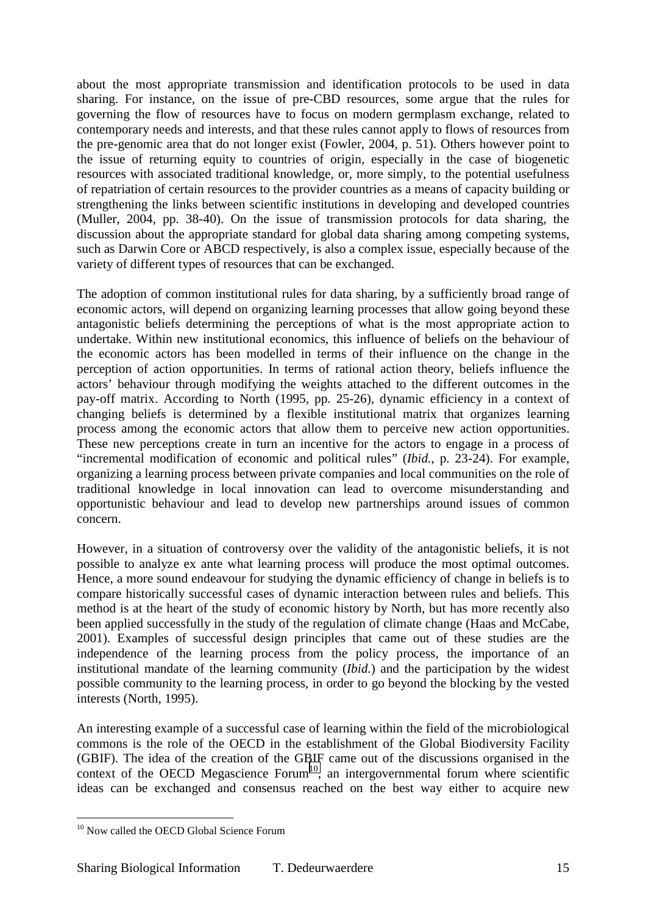about the most appropriate transmission and identification protocols to be used in data sharing. For instance, on the issue of pre-CBD resources, some argue that the rules for governing the flow of resources have to focus on modern germplasm exchange, related to contemporary needs and interests, and that these rules cannot apply to flows of resources from the pre-genomic area that do not longer exist (Fowler, 2004, p. 51). Others however point to the issue of returning equity to countries of origin, especially in the case of biogenetic resources with associated traditional knowledge, or, more simply, to the potential usefulness of repatriation of certain resources to the provider countries as a means of capacity building or strengthening the links between scientific institutions in developing and developed countries (Muller, 2004, pp. 38-40). On the issue of transmission protocols for data sharing, the discussion about the appropriate standard for global data sharing among competing systems, such as Darwin Core or ABCD respectively, is also a complex issue, especially because of the variety of different types of resources that can be exchanged.

The adoption of common institutional rules for data sharing, by a sufficiently broad range of economic actors, will depend on organizing learning processes that allow going beyond these antagonistic beliefs determining the perceptions of what is the most appropriate action to undertake. Within new institutional economics, this influence of beliefs on the behaviour of the economic actors has been modelled in terms of their influence on the change in the perception of action opportunities. In terms of rational action theory, beliefs influence the actors' behaviour through modifying the weights attached to the different outcomes in the pay-off matrix. According to North (1995, pp. 25-26), dynamic efficiency in a context of changing beliefs is determined by a flexible institutional matrix that organizes learning process among the economic actors that allow them to perceive new action opportunities. These new perceptions create in turn an incentive for the actors to engage in a process of "incremental modification of economic and political rules" (*Ibid.*, p. 23-24). For example, organizing a learning process between private companies and local communities on the role of traditional knowledge in local innovation can lead to overcome misunderstanding and opportunistic behaviour and lead to develop new partnerships around issues of common concern.

However, in a situation of controversy over the validity of the antagonistic beliefs, it is not possible to analyze ex ante what learning process will produce the most optimal outcomes. Hence, a more sound endeavour for studying the dynamic efficiency of change in beliefs is to compare historically successful cases of dynamic interaction between rules and beliefs. This method is at the heart of the study of economic history by North, but has more recently also been applied successfully in the study of the regulation of climate change (Haas and McCabe, 2001). Examples of successful design principles that came out of these studies are the independence of the learning process from the policy process, the importance of an institutional mandate of the learning community (*Ibid.*) and the participation by the widest possible community to the learning process, in order to go beyond the blocking by the vested interests (North, 1995).

An interesting example of a successful case of learning within the field of the microbiological commons is the role of the OECD in the establishment of the Global Biodiversity Facility (GBIF). The idea of the creation of the GBIF came out of the discussions organised in the context of the OECD Megascience Forum[10], an intergovernmental forum where scientific ideas can be exchanged and consensus reached on the best way either to acquire new

[10] Now called the OECD Global Science Forum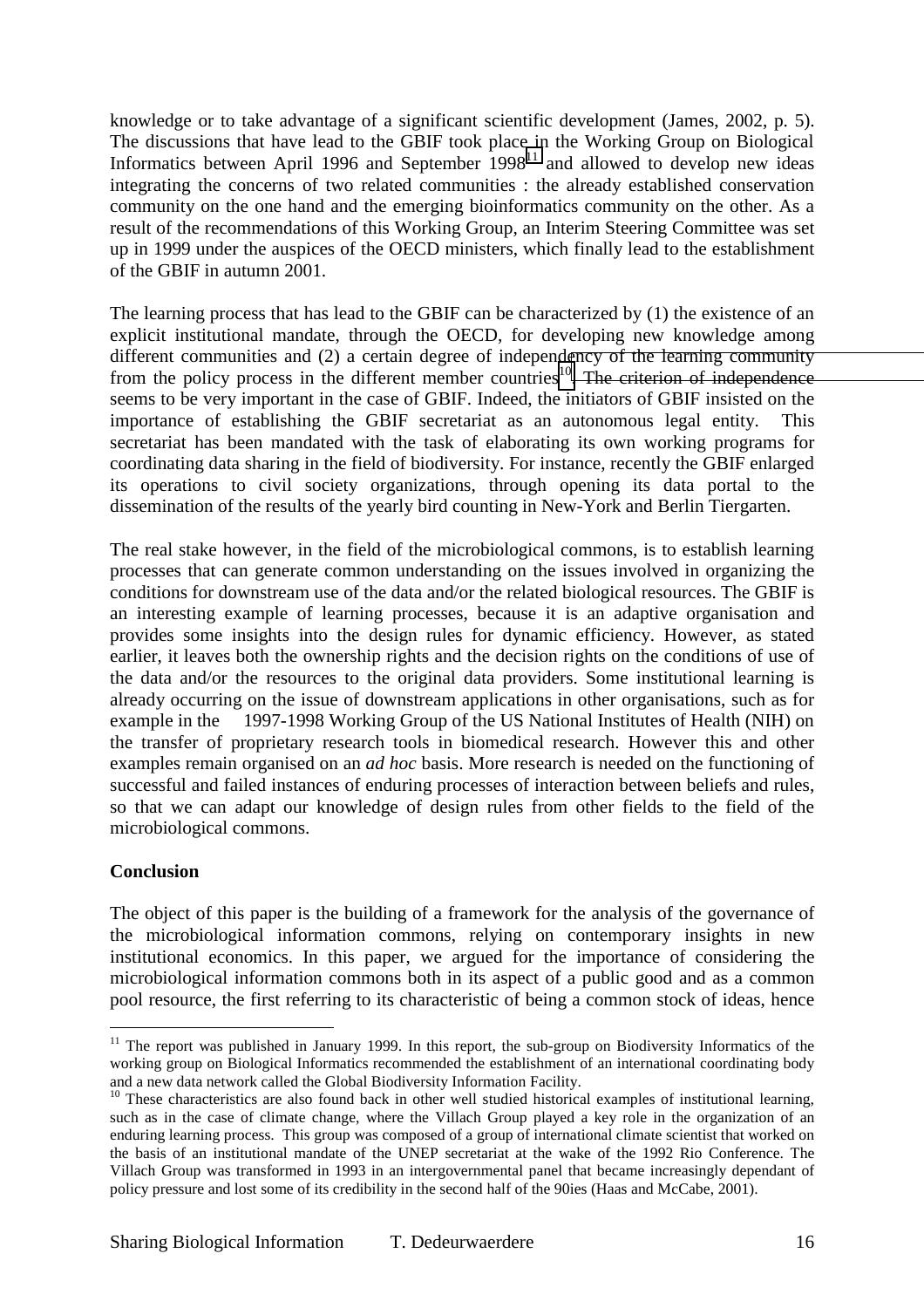knowledge or to take advantage of a significant scientific development (James, 2002, p. 5). The discussions that have lead to the GBIF took place in the Working Group on Biological Informatics between April 1996 and September 1998[11] and allowed to develop new ideas integrating the concerns of two related communities : the already established conservation community on the one hand and the emerging bioinformatics community on the other. As a result of the recommendations of this Working Group, an Interim Steering Committee was set up in 1999 under the auspices of the OECD ministers, which finally lead to the establishment of the GBIF in autumn 2001.

The learning process that has lead to the GBIF can be characterized by (1) the existence of an explicit institutional mandate, through the OECD, for developing new knowledge among different communities and (2) a certain degree of independency of the learning community from the policy process in the different member countries[10]. The criterion of independence seems to be very important in the case of GBIF. Indeed, the initiators of GBIF insisted on the importance of establishing the GBIF secretariat as an autonomous legal entity. This secretariat has been mandated with the task of elaborating its own working programs for coordinating data sharing in the field of biodiversity. For instance, recently the GBIF enlarged its operations to civil society organizations, through opening its data portal to the dissemination of the results of the yearly bird counting in New-York and Berlin Tiergarten.

The real stake however, in the field of the microbiological commons, is to establish learning processes that can generate common understanding on the issues involved in organizing the conditions for downstream use of the data and/or the related biological resources. The GBIF is an interesting example of learning processes, because it is an adaptive organisation and provides some insights into the design rules for dynamic efficiency. However, as stated earlier, it leaves both the ownership rights and the decision rights on the conditions of use of the data and/or the resources to the original data providers. Some institutional learning is already occurring on the issue of downstream applications in other organisations, such as for example in the 1997-1998 Working Group of the US National Institutes of Health (NIH) on the transfer of proprietary research tools in biomedical research. However this and other examples remain organised on an *ad hoc* basis. More research is needed on the functioning of successful and failed instances of enduring processes of interaction between beliefs and rules, so that we can adapt our knowledge of design rules from other fields to the field of the microbiological commons.

**Conclusion**

The object of this paper is the building of a framework for the analysis of the governance of the microbiological information commons, relying on contemporary insights in new institutional economics. In this paper, we argued for the importance of considering the microbiological information commons both in its aspect of a public good and as a common pool resource, the first referring to its characteristic of being a common stock of ideas, hence

---

[11] The report was published in January 1999. In this report, the sub-group on Biodiversity Informatics of the working group on Biological Informatics recommended the establishment of an international coordinating body and a new data network called the Global Biodiversity Information Facility.

[10] These characteristics are also found back in other well studied historical examples of institutional learning, such as in the case of climate change, where the Villach Group played a key role in the organization of an enduring learning process. This group was composed of a group of international climate scientist that worked on the basis of an institutional mandate of the UNEP secretariat at the wake of the 1992 Rio Conference. The Villach Group was transformed in 1993 in an intergovernmental panel that became increasingly dependant of policy pressure and lost some of its credibility in the second half of the 90ies (Haas and McCabe, 2001).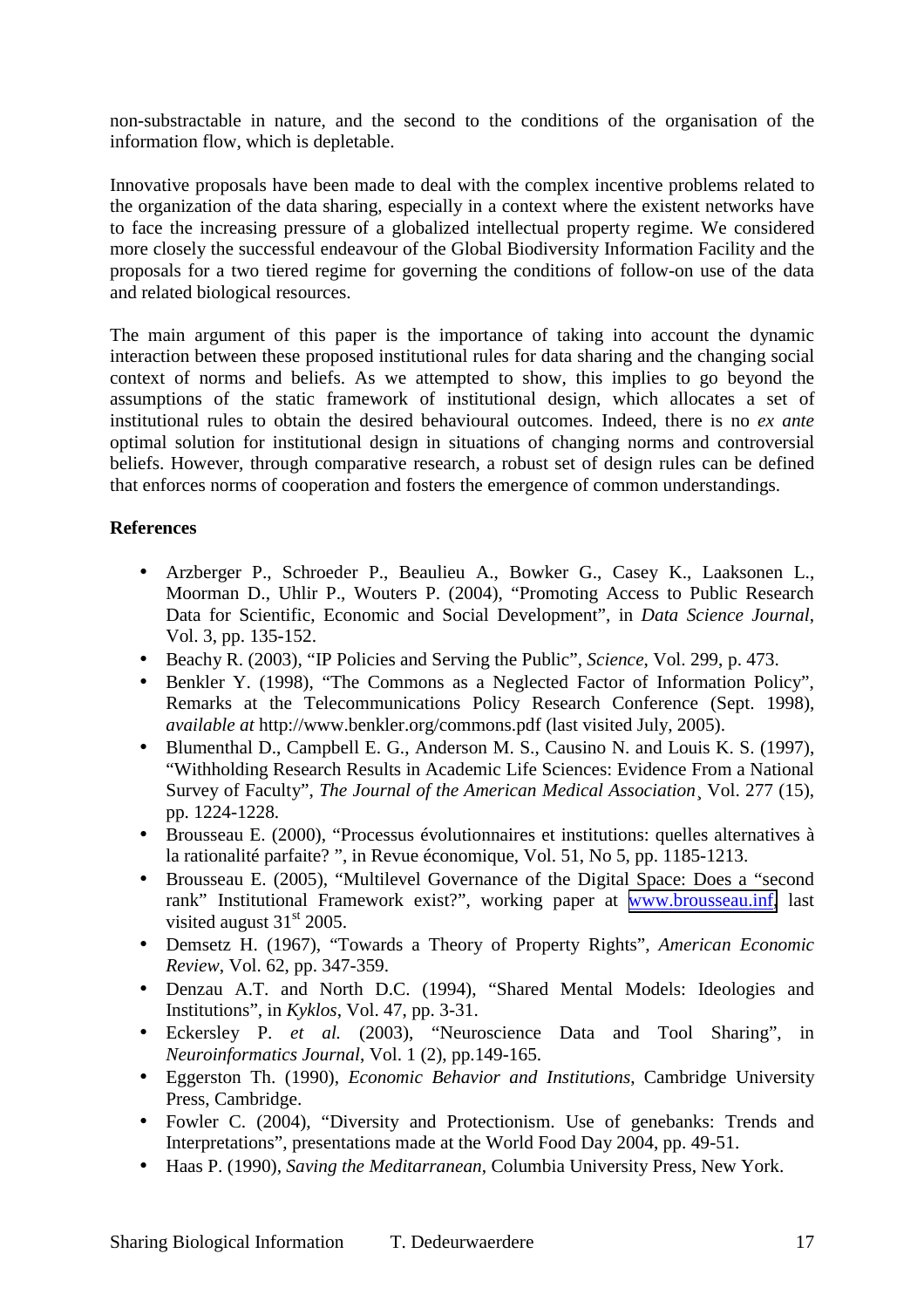non-substractable in nature, and the second to the conditions of the organisation of the information flow, which is depletable.

Innovative proposals have been made to deal with the complex incentive problems related to the organization of the data sharing, especially in a context where the existent networks have to face the increasing pressure of a globalized intellectual property regime. We considered more closely the successful endeavour of the Global Biodiversity Information Facility and the proposals for a two tiered regime for governing the conditions of follow-on use of the data and related biological resources.

The main argument of this paper is the importance of taking into account the dynamic interaction between these proposed institutional rules for data sharing and the changing social context of norms and beliefs. As we attempted to show, this implies to go beyond the assumptions of the static framework of institutional design, which allocates a set of institutional rules to obtain the desired behavioural outcomes. Indeed, there is no *ex ante* optimal solution for institutional design in situations of changing norms and controversial beliefs. However, through comparative research, a robust set of design rules can be defined that enforces norms of cooperation and fosters the emergence of common understandings.

**References**

- Arzberger P., Schroeder P., Beaulieu A., Bowker G., Casey K., Laaksonen L., Moorman D., Uhlir P., Wouters P. (2004), "Promoting Access to Public Research Data for Scientific, Economic and Social Development", in *Data Science Journal*, Vol. 3, pp. 135-152.
- Beachy R. (2003), "IP Policies and Serving the Public", *Science*, Vol. 299, p. 473.
- Benkler Y. (1998), "The Commons as a Neglected Factor of Information Policy", Remarks at the Telecommunications Policy Research Conference (Sept. 1998), *available at* http://www.benkler.org/commons.pdf (last visited July, 2005).
- Blumenthal D., Campbell E. G., Anderson M. S., Causino N. and Louis K. S. (1997), "Withholding Research Results in Academic Life Sciences: Evidence From a National Survey of Faculty", *The Journal of the American Medical Association*¸ Vol. 277 (15), pp. 1224-1228.
- Brousseau E. (2000), "Processus évolutionnaires et institutions: quelles alternatives à la rationalité parfaite? ", in Revue économique, Vol. 51, No 5, pp. 1185-1213.
- Brousseau E. (2005), "Multilevel Governance of the Digital Space: Does a "second rank" Institutional Framework exist?", working paper at www.brousseau.inf, last visited august 31st 2005.
- Demsetz H. (1967), "Towards a Theory of Property Rights", *American Economic Review*, Vol. 62, pp. 347-359.
- Denzau A.T. and North D.C. (1994), "Shared Mental Models: Ideologies and Institutions", in *Kyklos*, Vol. 47, pp. 3-31.
- Eckersley P. *et al.* (2003), "Neuroscience Data and Tool Sharing", in *Neuroinformatics Journal*, Vol. 1 (2), pp.149-165.
- Eggerston Th. (1990), *Economic Behavior and Institutions*, Cambridge University Press, Cambridge.
- Fowler C. (2004), "Diversity and Protectionism. Use of genebanks: Trends and Interpretations", presentations made at the World Food Day 2004, pp. 49-51.
- Haas P. (1990), *Saving the Meditarranean*, Columbia University Press, New York.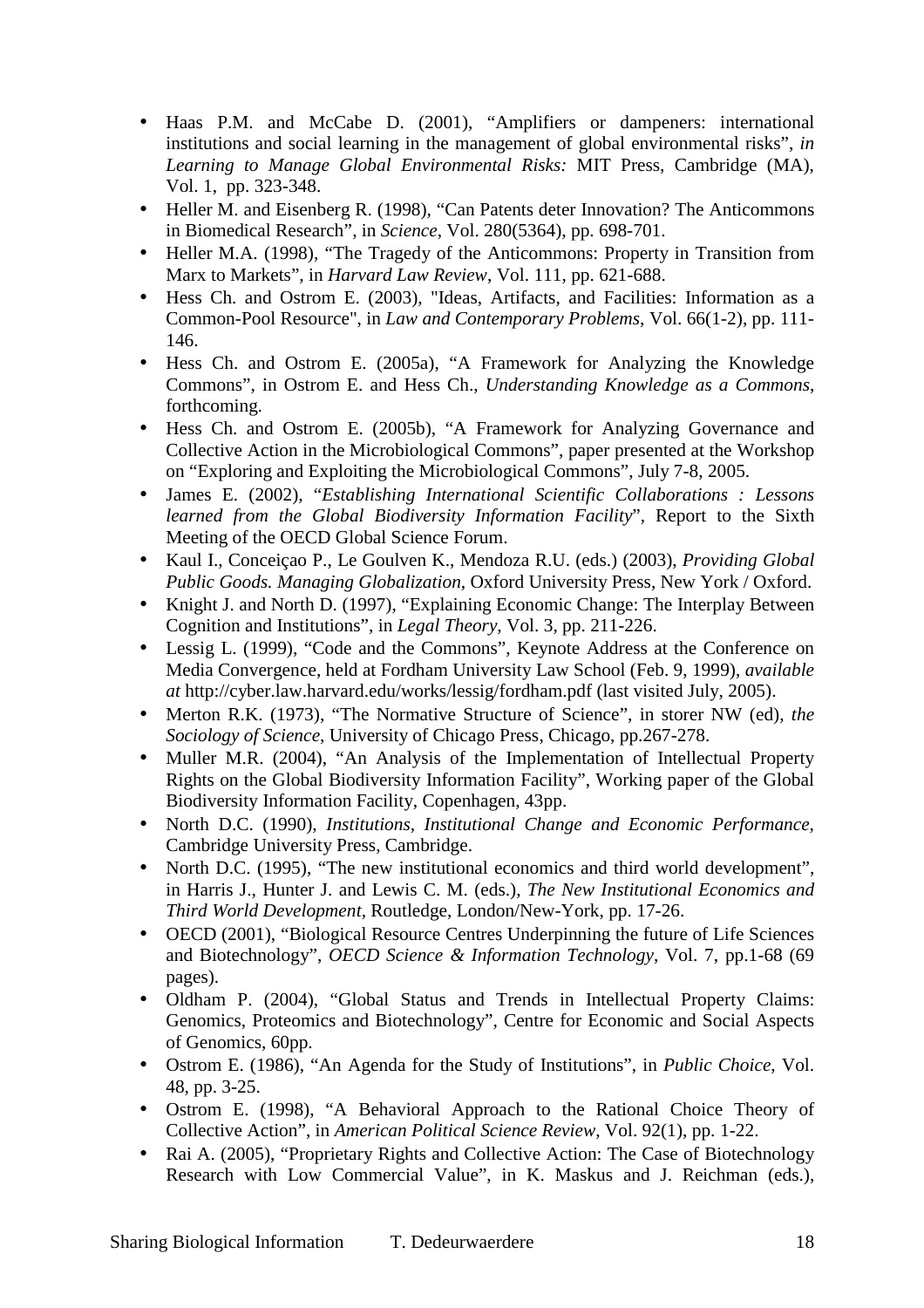- Haas P.M. and McCabe D. (2001), “Amplifiers or dampeners: international institutions and social learning in the management of global environmental risks”, *in Learning to Manage Global Environmental Risks:* MIT Press, Cambridge (MA), Vol. 1, pp. 323-348.
- Heller M. and Eisenberg R. (1998), “Can Patents deter Innovation? The Anticommons in Biomedical Research”, in *Science*, Vol. 280(5364), pp. 698-701.
- Heller M.A. (1998), “The Tragedy of the Anticommons: Property in Transition from Marx to Markets”, in *Harvard Law Review*, Vol. 111, pp. 621-688.
- Hess Ch. and Ostrom E. (2003), "Ideas, Artifacts, and Facilities: Information as a Common-Pool Resource", in *Law and Contemporary Problems*, Vol. 66(1-2), pp. 111-146.
- Hess Ch. and Ostrom E. (2005a), “A Framework for Analyzing the Knowledge Commons”, in Ostrom E. and Hess Ch., *Understanding Knowledge as a Commons*, forthcoming.
- Hess Ch. and Ostrom E. (2005b), “A Framework for Analyzing Governance and Collective Action in the Microbiological Commons”, paper presented at the Workshop on “Exploring and Exploiting the Microbiological Commons”, July 7-8, 2005.
- James E. (2002), “*Establishing International Scientific Collaborations : Lessons learned from the Global Biodiversity Information Facility*”, Report to the Sixth Meeting of the OECD Global Science Forum.
- Kaul I., Conceiçao P., Le Goulven K., Mendoza R.U. (eds.) (2003), *Providing Global Public Goods. Managing Globalization*, Oxford University Press, New York / Oxford.
- Knight J. and North D. (1997), “Explaining Economic Change: The Interplay Between Cognition and Institutions”, in *Legal Theory*, Vol. 3, pp. 211-226.
- Lessig L. (1999), “Code and the Commons”, Keynote Address at the Conference on Media Convergence, held at Fordham University Law School (Feb. 9, 1999), *available at* http://cyber.law.harvard.edu/works/lessig/fordham.pdf (last visited July, 2005).
- Merton R.K. (1973), “The Normative Structure of Science”, in storer NW (ed), *the Sociology of Science*, University of Chicago Press, Chicago, pp.267-278.
- Muller M.R. (2004), “An Analysis of the Implementation of Intellectual Property Rights on the Global Biodiversity Information Facility”, Working paper of the Global Biodiversity Information Facility, Copenhagen, 43pp.
- North D.C. (1990), *Institutions, Institutional Change and Economic Performance*, Cambridge University Press, Cambridge.
- North D.C. (1995), “The new institutional economics and third world development”, in Harris J., Hunter J. and Lewis C. M. (eds.), *The New Institutional Economics and Third World Development*, Routledge, London/New-York, pp. 17-26.
- OECD (2001), “Biological Resource Centres Underpinning the future of Life Sciences and Biotechnology”, *OECD Science & Information Technology*, Vol. 7, pp.1-68 (69 pages).
- Oldham P. (2004), “Global Status and Trends in Intellectual Property Claims: Genomics, Proteomics and Biotechnology”, Centre for Economic and Social Aspects of Genomics, 60pp.
- Ostrom E. (1986), “An Agenda for the Study of Institutions”, in *Public Choice*, Vol. 48, pp. 3-25.
- Ostrom E. (1998), “A Behavioral Approach to the Rational Choice Theory of Collective Action”, in *American Political Science Review*, Vol. 92(1), pp. 1-22.
- Rai A. (2005), “Proprietary Rights and Collective Action: The Case of Biotechnology Research with Low Commercial Value”, in K. Maskus and J. Reichman (eds.),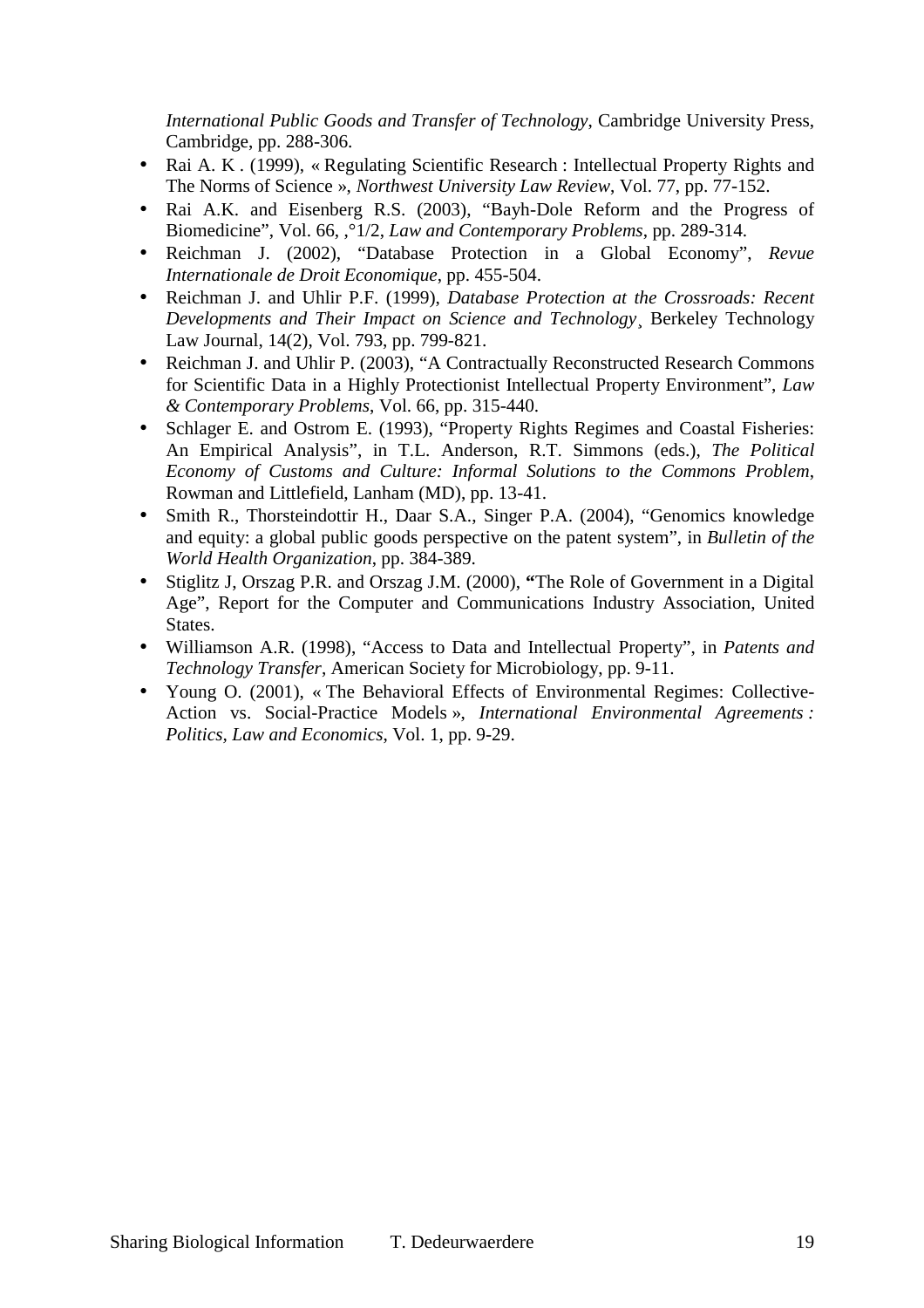*International Public Goods and Transfer of Technology*, Cambridge University Press, Cambridge, pp. 288-306.

- Rai A. K . (1999), « Regulating Scientific Research : Intellectual Property Rights and The Norms of Science », *Northwest University Law Review*, Vol. 77, pp. 77-152.
- Rai A.K. and Eisenberg R.S. (2003), “Bayh-Dole Reform and the Progress of Biomedicine”, Vol. 66, ,°1/2, *Law and Contemporary Problems*, pp. 289-314.
- Reichman J. (2002), “Database Protection in a Global Economy”, *Revue Internationale de Droit Economique*, pp. 455-504.
- Reichman J. and Uhlir P.F. (1999), *Database Protection at the Crossroads: Recent Developments and Their Impact on Science and Technology*¸ Berkeley Technology Law Journal, 14(2), Vol. 793, pp. 799-821.
- Reichman J. and Uhlir P. (2003), “A Contractually Reconstructed Research Commons for Scientific Data in a Highly Protectionist Intellectual Property Environment”, *Law & Contemporary Problems*, Vol. 66, pp. 315-440.
- Schlager E. and Ostrom E. (1993), “Property Rights Regimes and Coastal Fisheries: An Empirical Analysis”, in T.L. Anderson, R.T. Simmons (eds.), *The Political Economy of Customs and Culture: Informal Solutions to the Commons Problem*, Rowman and Littlefield, Lanham (MD), pp. 13-41.
- Smith R., Thorsteindottir H., Daar S.A., Singer P.A. (2004), “Genomics knowledge and equity: a global public goods perspective on the patent system”, in *Bulletin of the World Health Organization*, pp. 384-389.
- Stiglitz J, Orszag P.R. and Orszag J.M. (2000), **“**The Role of Government in a Digital Age”, Report for the Computer and Communications Industry Association, United States.
- Williamson A.R. (1998), “Access to Data and Intellectual Property”, in *Patents and Technology Transfer*, American Society for Microbiology, pp. 9-11.
- Young O. (2001), « The Behavioral Effects of Environmental Regimes: Collective-Action vs. Social-Practice Models », *International Environmental Agreements : Politics, Law and Economics*, Vol. 1, pp. 9-29.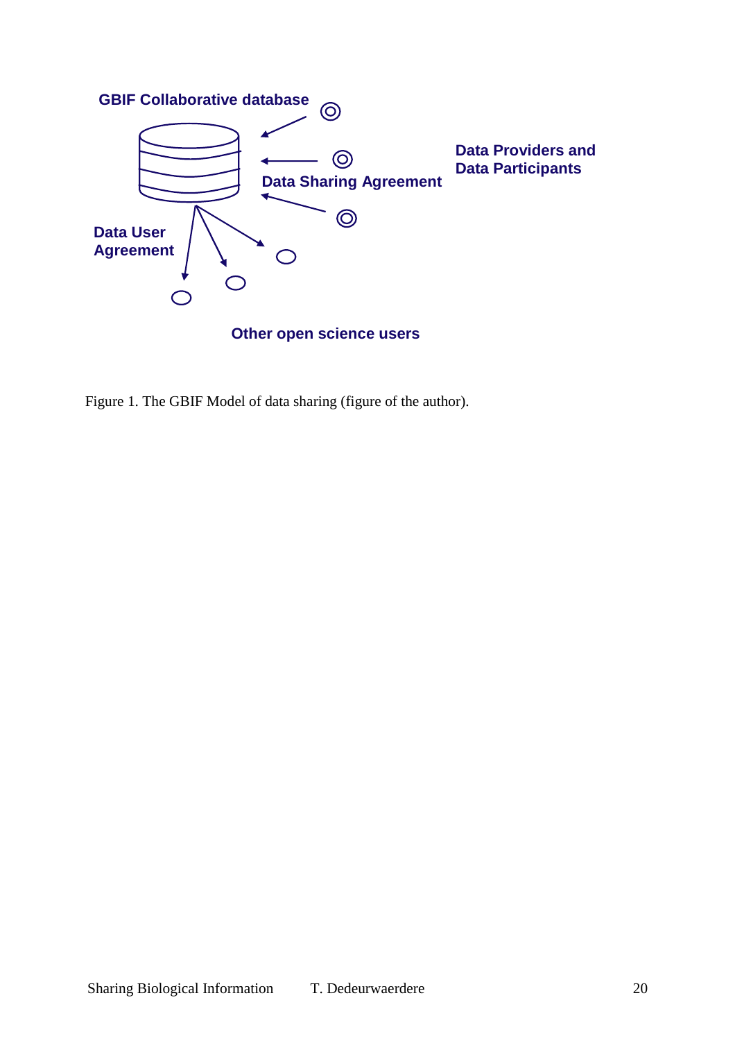GBIF Collaborative database

Data Providers and Data Participants

Data Sharing Agreement

Data User Agreement

Other open science users

Figure 1. The GBIF Model of data sharing (figure of the author).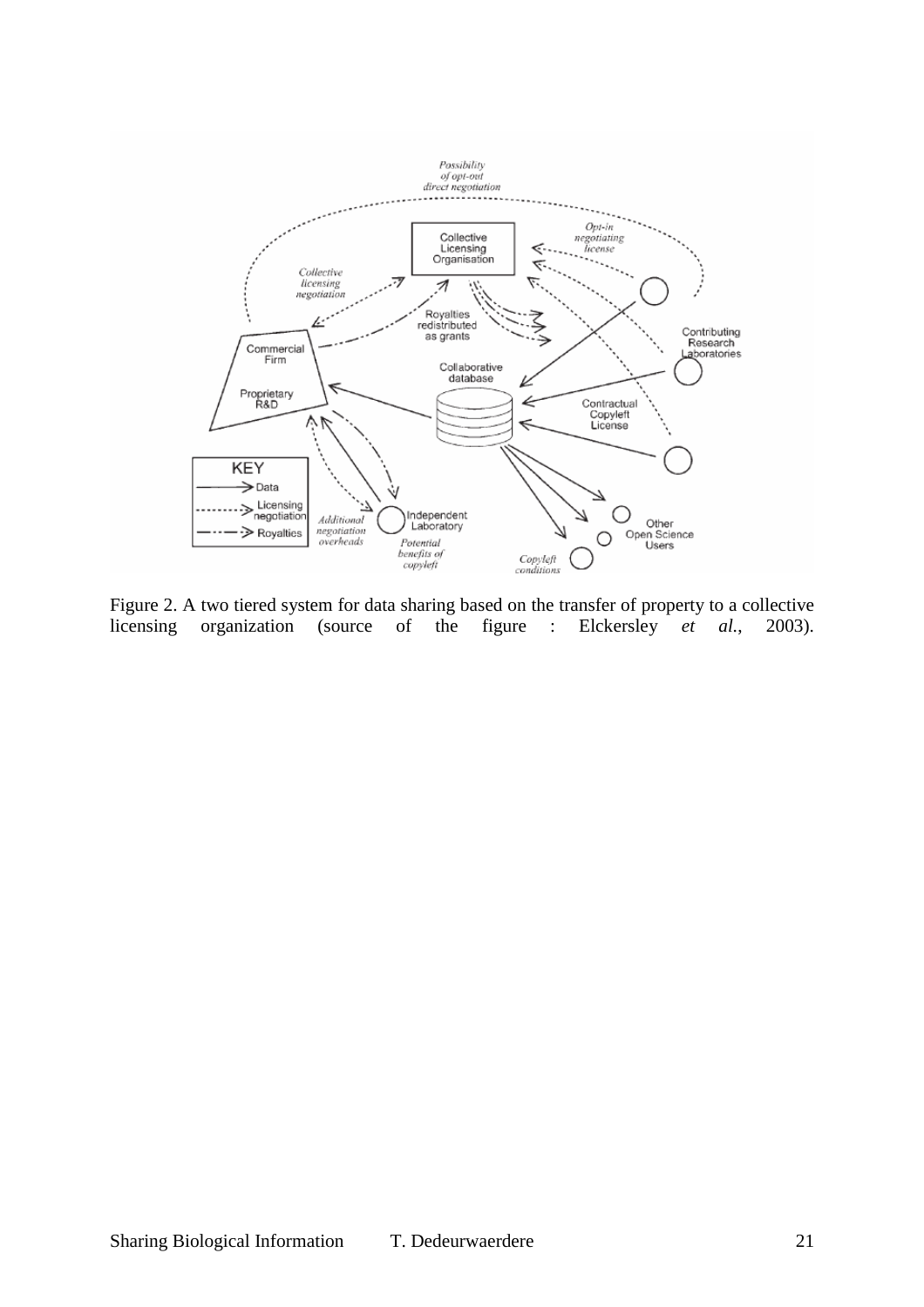Figure 2. A two tiered system for data sharing based on the transfer of property to a collective licensing organization (source of the figure : Elckersley *et al.*, 2003).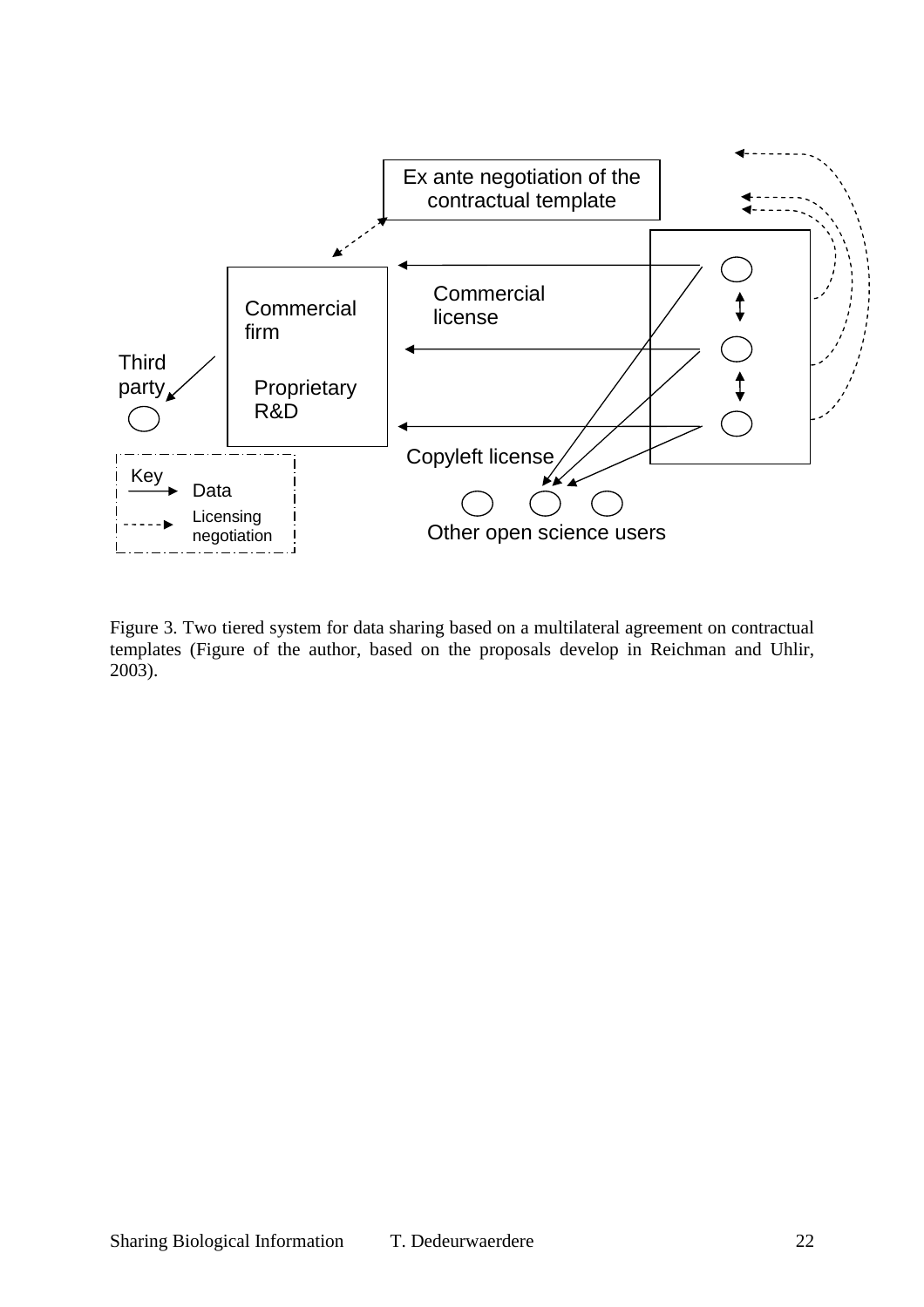Ex ante negotiation of the contractual template

Commercial firm

Proprietary R&D

Commercial license

Third party

Copyleft license

Key

Data

Licensing negotiation

Other open science users

Figure 3. Two tiered system for data sharing based on a multilateral agreement on contractual templates (Figure of the author, based on the proposals develop in Reichman and Uhlir, 2003).